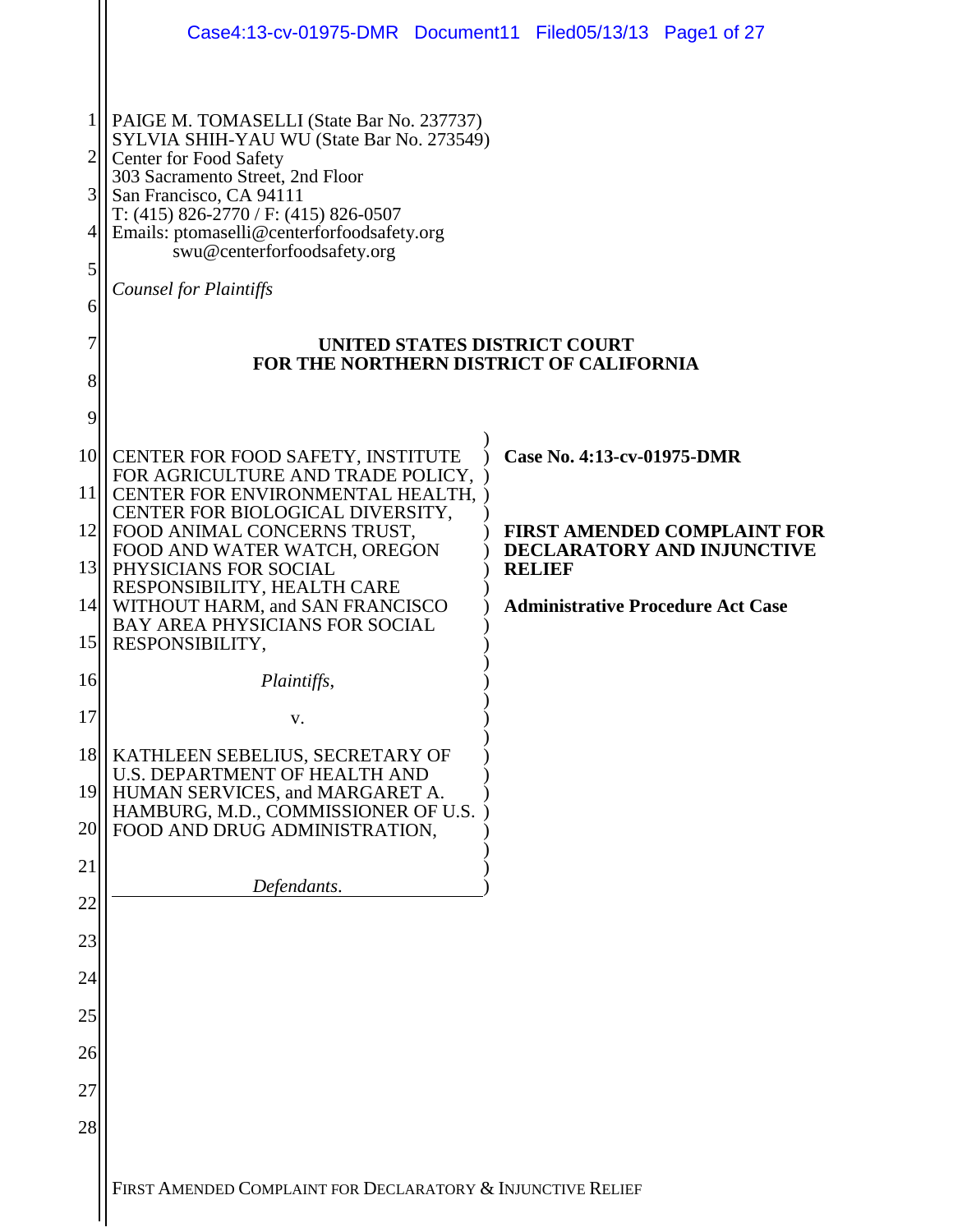PAIGE M. TOMASELLI (State Bar No. 237737)
SYLVIA SHIH-YAU WU (State Bar No. 273549)
Center for Food Safety
303 Sacramento Street, 2nd Floor
San Francisco, CA 94111
T: (415) 826-2770 / F: (415) 826-0507
Emails: ptomaselli@centerforfoodsafety.org
swu@centerforfoodsafety.org

*Counsel for Plaintiffs*

**UNITED STATES DISTRICT COURT**
**FOR THE NORTHERN DISTRICT OF CALIFORNIA**

CENTER FOR FOOD SAFETY, INSTITUTE FOR AGRICULTURE AND TRADE POLICY, CENTER FOR ENVIRONMENTAL HEALTH, CENTER FOR BIOLOGICAL DIVERSITY, FOOD ANIMAL CONCERNS TRUST, FOOD AND WATER WATCH, OREGON PHYSICIANS FOR SOCIAL RESPONSIBILITY, HEALTH CARE WITHOUT HARM, and SAN FRANCISCO BAY AREA PHYSICIANS FOR SOCIAL RESPONSIBILITY,

*Plaintiffs*,

v.

KATHLEEN SEBELIUS, SECRETARY OF U.S. DEPARTMENT OF HEALTH AND HUMAN SERVICES, and MARGARET A. HAMBURG, M.D., COMMISSIONER OF U.S. FOOD AND DRUG ADMINISTRATION,

*Defendants*.

**Case No. 4:13-cv-01975-DMR**

**FIRST AMENDED COMPLAINT FOR DECLARATORY AND INJUNCTIVE RELIEF**

**Administrative Procedure Act Case**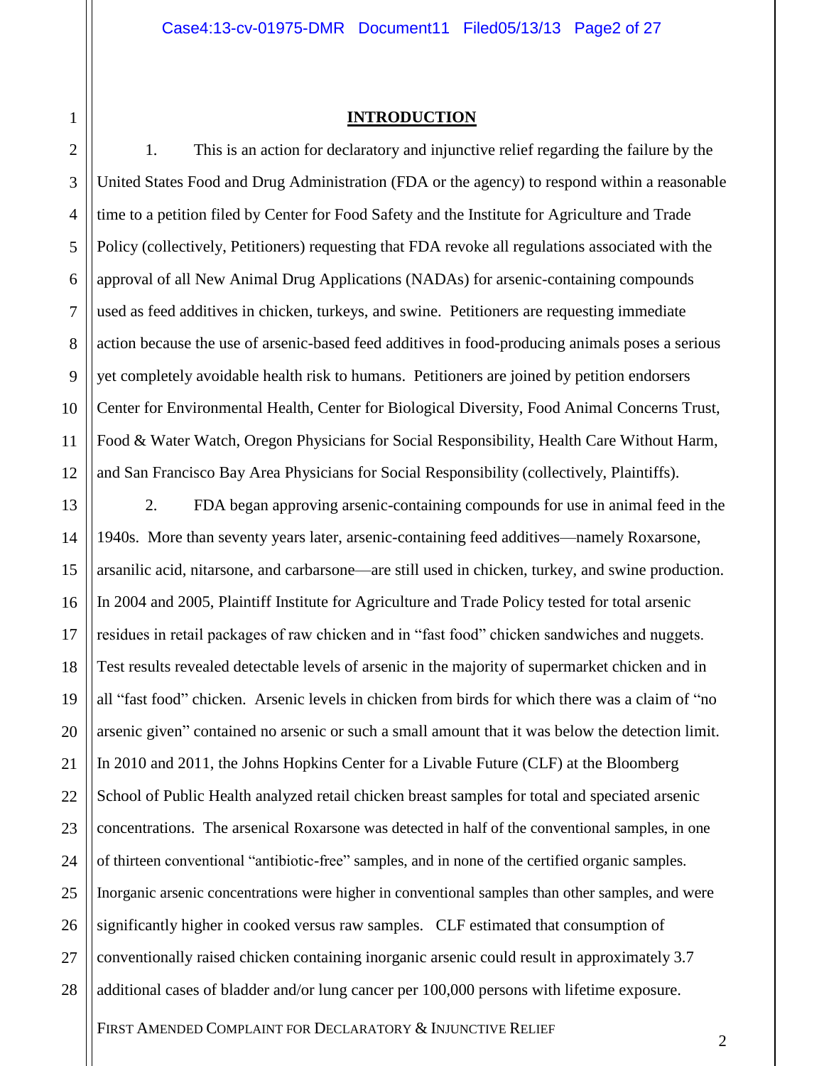## INTRODUCTION

1. This is an action for declaratory and injunctive relief regarding the failure by the United States Food and Drug Administration (FDA or the agency) to respond within a reasonable time to a petition filed by Center for Food Safety and the Institute for Agriculture and Trade Policy (collectively, Petitioners) requesting that FDA revoke all regulations associated with the approval of all New Animal Drug Applications (NADAs) for arsenic-containing compounds used as feed additives in chicken, turkeys, and swine. Petitioners are requesting immediate action because the use of arsenic-based feed additives in food-producing animals poses a serious yet completely avoidable health risk to humans. Petitioners are joined by petition endorsers Center for Environmental Health, Center for Biological Diversity, Food Animal Concerns Trust, Food & Water Watch, Oregon Physicians for Social Responsibility, Health Care Without Harm, and San Francisco Bay Area Physicians for Social Responsibility (collectively, Plaintiffs).

2. FDA began approving arsenic-containing compounds for use in animal feed in the 1940s. More than seventy years later, arsenic-containing feed additives—namely Roxarsone, arsanilic acid, nitarsone, and carbarsone—are still used in chicken, turkey, and swine production. In 2004 and 2005, Plaintiff Institute for Agriculture and Trade Policy tested for total arsenic residues in retail packages of raw chicken and in "fast food" chicken sandwiches and nuggets. Test results revealed detectable levels of arsenic in the majority of supermarket chicken and in all "fast food" chicken. Arsenic levels in chicken from birds for which there was a claim of "no arsenic given" contained no arsenic or such a small amount that it was below the detection limit. In 2010 and 2011, the Johns Hopkins Center for a Livable Future (CLF) at the Bloomberg School of Public Health analyzed retail chicken breast samples for total and speciated arsenic concentrations. The arsenical Roxarsone was detected in half of the conventional samples, in one of thirteen conventional "antibiotic-free" samples, and in none of the certified organic samples. Inorganic arsenic concentrations were higher in conventional samples than other samples, and were significantly higher in cooked versus raw samples. CLF estimated that consumption of conventionally raised chicken containing inorganic arsenic could result in approximately 3.7 additional cases of bladder and/or lung cancer per 100,000 persons with lifetime exposure.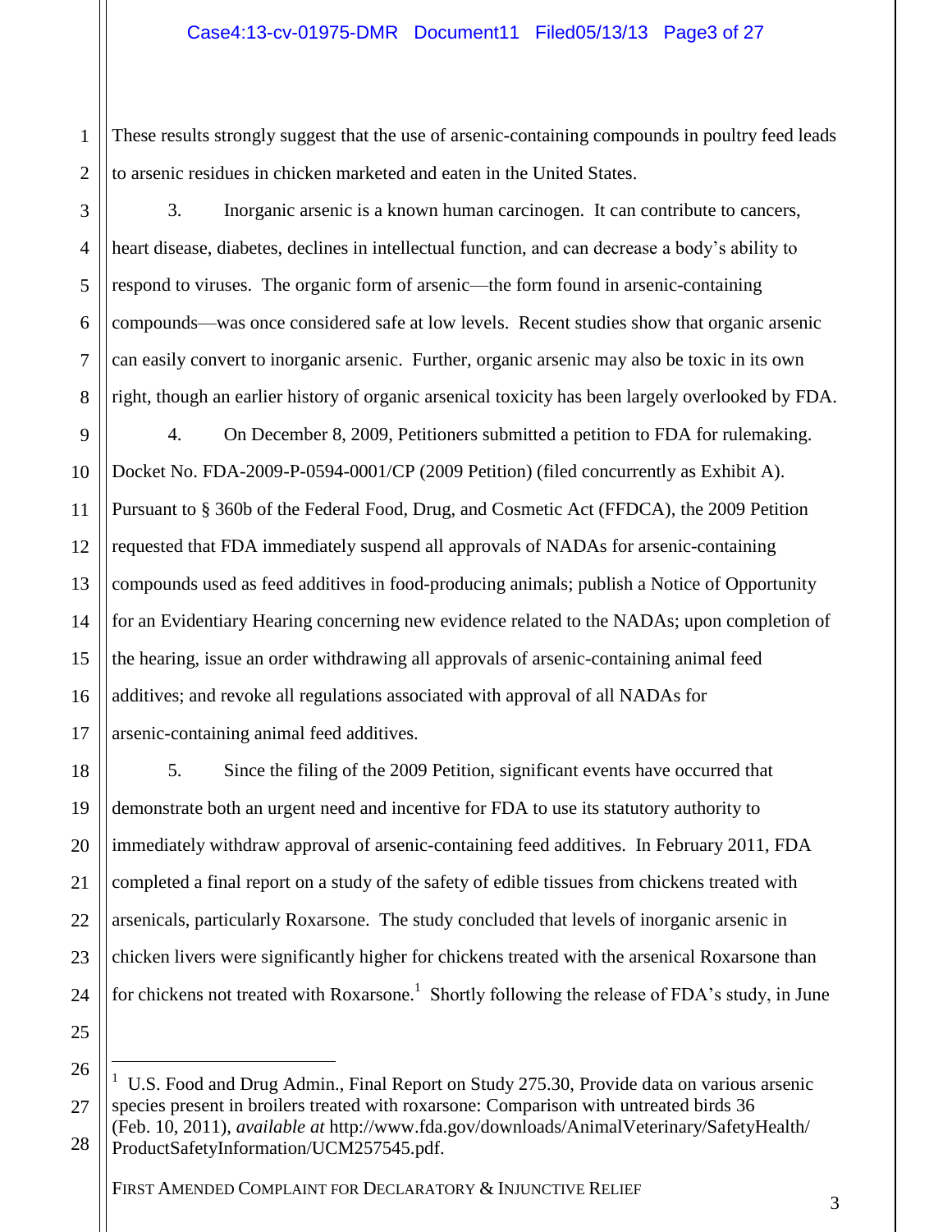These results strongly suggest that the use of arsenic-containing compounds in poultry feed leads to arsenic residues in chicken marketed and eaten in the United States.

3. Inorganic arsenic is a known human carcinogen. It can contribute to cancers, heart disease, diabetes, declines in intellectual function, and can decrease a body's ability to respond to viruses. The organic form of arsenic—the form found in arsenic-containing compounds—was once considered safe at low levels. Recent studies show that organic arsenic can easily convert to inorganic arsenic. Further, organic arsenic may also be toxic in its own right, though an earlier history of organic arsenical toxicity has been largely overlooked by FDA.

4. On December 8, 2009, Petitioners submitted a petition to FDA for rulemaking. Docket No. FDA-2009-P-0594-0001/CP (2009 Petition) (filed concurrently as Exhibit A). Pursuant to § 360b of the Federal Food, Drug, and Cosmetic Act (FFDCA), the 2009 Petition requested that FDA immediately suspend all approvals of NADAs for arsenic-containing compounds used as feed additives in food-producing animals; publish a Notice of Opportunity for an Evidentiary Hearing concerning new evidence related to the NADAs; upon completion of the hearing, issue an order withdrawing all approvals of arsenic-containing animal feed additives; and revoke all regulations associated with approval of all NADAs for arsenic-containing animal feed additives.

5. Since the filing of the 2009 Petition, significant events have occurred that demonstrate both an urgent need and incentive for FDA to use its statutory authority to immediately withdraw approval of arsenic-containing feed additives. In February 2011, FDA completed a final report on a study of the safety of edible tissues from chickens treated with arsenicals, particularly Roxarsone. The study concluded that levels of inorganic arsenic in chicken livers were significantly higher for chickens treated with the arsenical Roxarsone than for chickens not treated with Roxarsone.[1] Shortly following the release of FDA's study, in June

---

[1] U.S. Food and Drug Admin., Final Report on Study 275.30, Provide data on various arsenic species present in broilers treated with roxarsone: Comparison with untreated birds 36 (Feb. 10, 2011), *available at* http://www.fda.gov/downloads/AnimalVeterinary/SafetyHealth/ProductSafetyInformation/UCM257545.pdf.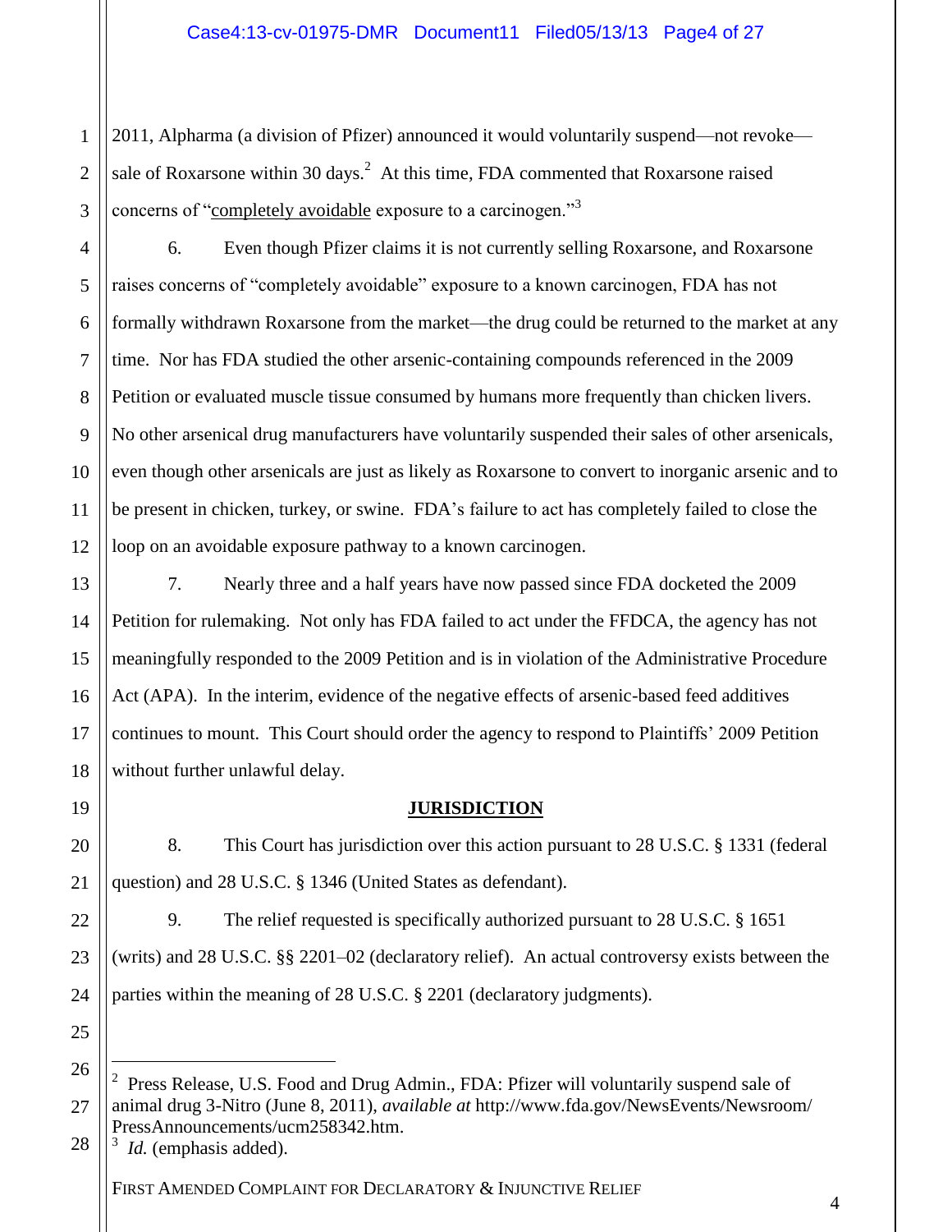2011, Alpharma (a division of Pfizer) announced it would voluntarily suspend—not revoke—sale of Roxarsone within 30 days.[2] At this time, FDA commented that Roxarsone raised concerns of "completely avoidable exposure to a carcinogen."[3]

6. Even though Pfizer claims it is not currently selling Roxarsone, and Roxarsone raises concerns of "completely avoidable" exposure to a known carcinogen, FDA has not formally withdrawn Roxarsone from the market—the drug could be returned to the market at any time. Nor has FDA studied the other arsenic-containing compounds referenced in the 2009 Petition or evaluated muscle tissue consumed by humans more frequently than chicken livers. No other arsenical drug manufacturers have voluntarily suspended their sales of other arsenicals, even though other arsenicals are just as likely as Roxarsone to convert to inorganic arsenic and to be present in chicken, turkey, or swine. FDA's failure to act has completely failed to close the loop on an avoidable exposure pathway to a known carcinogen.

7. Nearly three and a half years have now passed since FDA docketed the 2009 Petition for rulemaking. Not only has FDA failed to act under the FFDCA, the agency has not meaningfully responded to the 2009 Petition and is in violation of the Administrative Procedure Act (APA). In the interim, evidence of the negative effects of arsenic-based feed additives continues to mount. This Court should order the agency to respond to Plaintiffs' 2009 Petition without further unlawful delay.

## JURISDICTION

8. This Court has jurisdiction over this action pursuant to 28 U.S.C. § 1331 (federal question) and 28 U.S.C. § 1346 (United States as defendant).

9. The relief requested is specifically authorized pursuant to 28 U.S.C. § 1651 (writs) and 28 U.S.C. §§ 2201–02 (declaratory relief). An actual controversy exists between the parties within the meaning of 28 U.S.C. § 2201 (declaratory judgments).

---

[2] Press Release, U.S. Food and Drug Admin., FDA: Pfizer will voluntarily suspend sale of animal drug 3-Nitro (June 8, 2011), *available at* http://www.fda.gov/NewsEvents/Newsroom/PressAnnouncements/ucm258342.htm.

[3] *Id.* (emphasis added).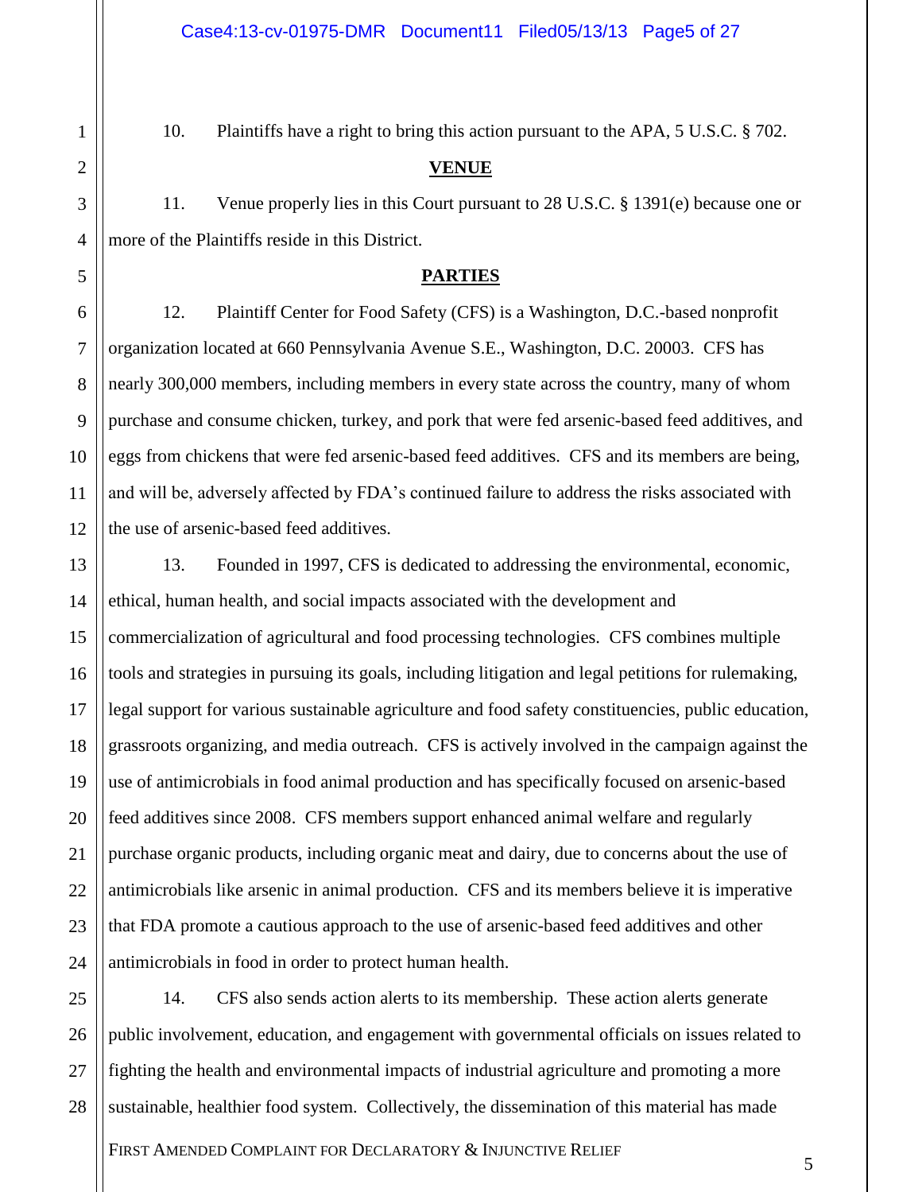10. Plaintiffs have a right to bring this action pursuant to the APA, 5 U.S.C. § 702.

## VENUE

11. Venue properly lies in this Court pursuant to 28 U.S.C. § 1391(e) because one or more of the Plaintiffs reside in this District.

## PARTIES

12. Plaintiff Center for Food Safety (CFS) is a Washington, D.C.-based nonprofit organization located at 660 Pennsylvania Avenue S.E., Washington, D.C. 20003. CFS has nearly 300,000 members, including members in every state across the country, many of whom purchase and consume chicken, turkey, and pork that were fed arsenic-based feed additives, and eggs from chickens that were fed arsenic-based feed additives. CFS and its members are being, and will be, adversely affected by FDA's continued failure to address the risks associated with the use of arsenic-based feed additives.

13. Founded in 1997, CFS is dedicated to addressing the environmental, economic, ethical, human health, and social impacts associated with the development and commercialization of agricultural and food processing technologies. CFS combines multiple tools and strategies in pursuing its goals, including litigation and legal petitions for rulemaking, legal support for various sustainable agriculture and food safety constituencies, public education, grassroots organizing, and media outreach. CFS is actively involved in the campaign against the use of antimicrobials in food animal production and has specifically focused on arsenic-based feed additives since 2008. CFS members support enhanced animal welfare and regularly purchase organic products, including organic meat and dairy, due to concerns about the use of antimicrobials like arsenic in animal production. CFS and its members believe it is imperative that FDA promote a cautious approach to the use of arsenic-based feed additives and other antimicrobials in food in order to protect human health.

14. CFS also sends action alerts to its membership. These action alerts generate public involvement, education, and engagement with governmental officials on issues related to fighting the health and environmental impacts of industrial agriculture and promoting a more sustainable, healthier food system. Collectively, the dissemination of this material has made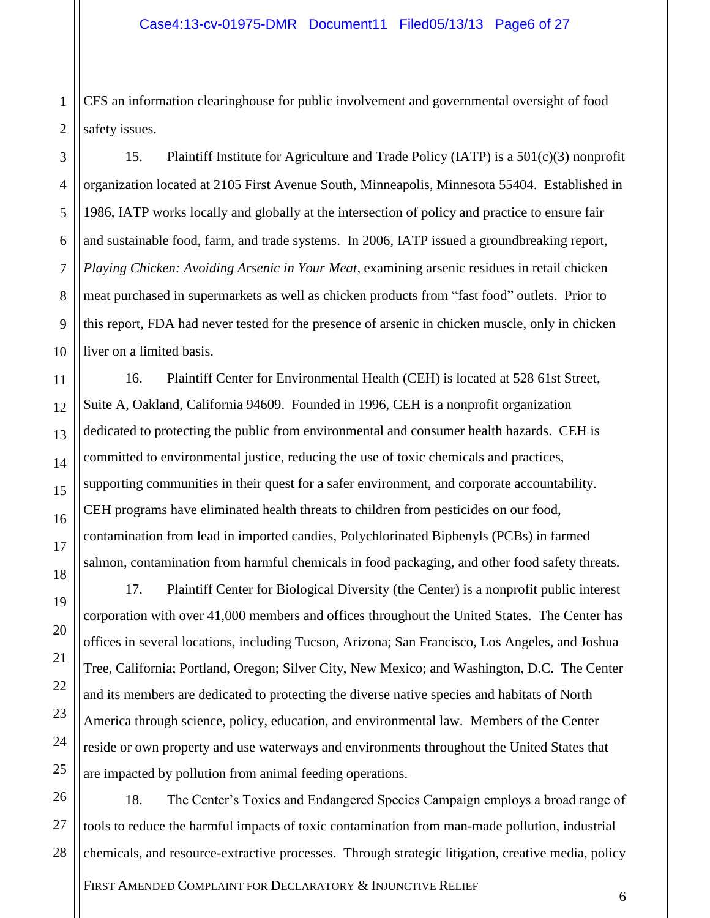CFS an information clearinghouse for public involvement and governmental oversight of food safety issues.

15. Plaintiff Institute for Agriculture and Trade Policy (IATP) is a 501(c)(3) nonprofit organization located at 2105 First Avenue South, Minneapolis, Minnesota 55404. Established in 1986, IATP works locally and globally at the intersection of policy and practice to ensure fair and sustainable food, farm, and trade systems. In 2006, IATP issued a groundbreaking report, *Playing Chicken: Avoiding Arsenic in Your Meat*, examining arsenic residues in retail chicken meat purchased in supermarkets as well as chicken products from "fast food" outlets. Prior to this report, FDA had never tested for the presence of arsenic in chicken muscle, only in chicken liver on a limited basis.

16. Plaintiff Center for Environmental Health (CEH) is located at 528 61st Street, Suite A, Oakland, California 94609. Founded in 1996, CEH is a nonprofit organization dedicated to protecting the public from environmental and consumer health hazards. CEH is committed to environmental justice, reducing the use of toxic chemicals and practices, supporting communities in their quest for a safer environment, and corporate accountability. CEH programs have eliminated health threats to children from pesticides on our food, contamination from lead in imported candies, Polychlorinated Biphenyls (PCBs) in farmed salmon, contamination from harmful chemicals in food packaging, and other food safety threats.

17. Plaintiff Center for Biological Diversity (the Center) is a nonprofit public interest corporation with over 41,000 members and offices throughout the United States. The Center has offices in several locations, including Tucson, Arizona; San Francisco, Los Angeles, and Joshua Tree, California; Portland, Oregon; Silver City, New Mexico; and Washington, D.C. The Center and its members are dedicated to protecting the diverse native species and habitats of North America through science, policy, education, and environmental law. Members of the Center reside or own property and use waterways and environments throughout the United States that are impacted by pollution from animal feeding operations.

18. The Center's Toxics and Endangered Species Campaign employs a broad range of tools to reduce the harmful impacts of toxic contamination from man-made pollution, industrial chemicals, and resource-extractive processes. Through strategic litigation, creative media, policy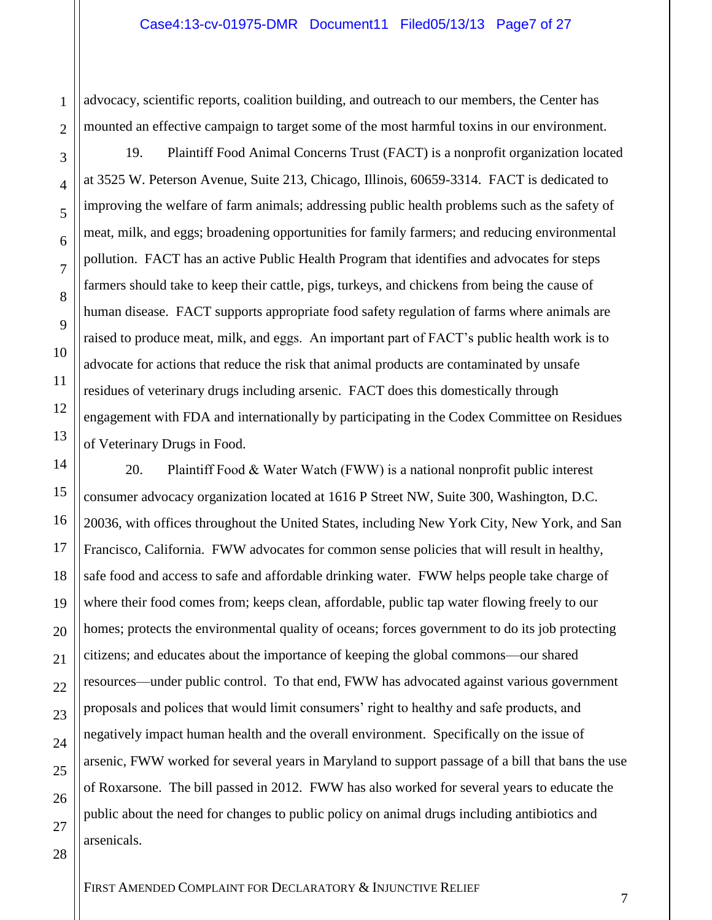advocacy, scientific reports, coalition building, and outreach to our members, the Center has mounted an effective campaign to target some of the most harmful toxins in our environment.

19. Plaintiff Food Animal Concerns Trust (FACT) is a nonprofit organization located at 3525 W. Peterson Avenue, Suite 213, Chicago, Illinois, 60659-3314. FACT is dedicated to improving the welfare of farm animals; addressing public health problems such as the safety of meat, milk, and eggs; broadening opportunities for family farmers; and reducing environmental pollution. FACT has an active Public Health Program that identifies and advocates for steps farmers should take to keep their cattle, pigs, turkeys, and chickens from being the cause of human disease. FACT supports appropriate food safety regulation of farms where animals are raised to produce meat, milk, and eggs. An important part of FACT's public health work is to advocate for actions that reduce the risk that animal products are contaminated by unsafe residues of veterinary drugs including arsenic. FACT does this domestically through engagement with FDA and internationally by participating in the Codex Committee on Residues of Veterinary Drugs in Food.

20. Plaintiff Food & Water Watch (FWW) is a national nonprofit public interest consumer advocacy organization located at 1616 P Street NW, Suite 300, Washington, D.C. 20036, with offices throughout the United States, including New York City, New York, and San Francisco, California. FWW advocates for common sense policies that will result in healthy, safe food and access to safe and affordable drinking water. FWW helps people take charge of where their food comes from; keeps clean, affordable, public tap water flowing freely to our homes; protects the environmental quality of oceans; forces government to do its job protecting citizens; and educates about the importance of keeping the global commons—our shared resources—under public control. To that end, FWW has advocated against various government proposals and polices that would limit consumers' right to healthy and safe products, and negatively impact human health and the overall environment. Specifically on the issue of arsenic, FWW worked for several years in Maryland to support passage of a bill that bans the use of Roxarsone. The bill passed in 2012. FWW has also worked for several years to educate the public about the need for changes to public policy on animal drugs including antibiotics and arsenicals.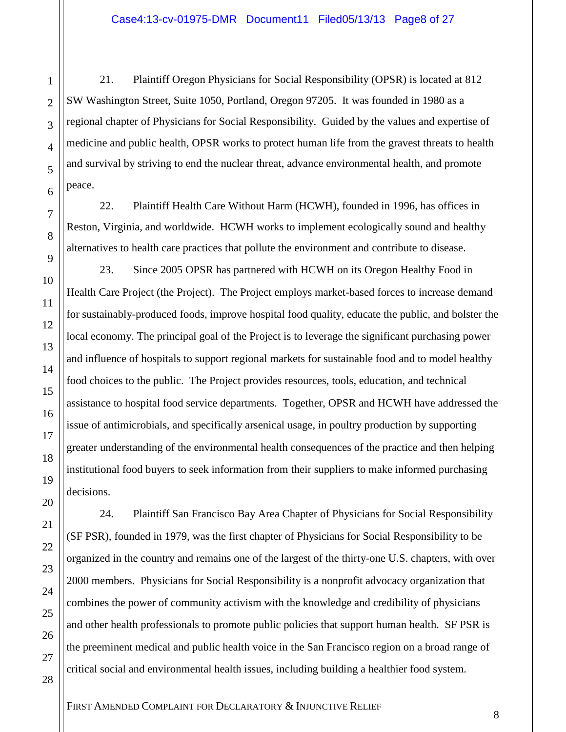21. Plaintiff Oregon Physicians for Social Responsibility (OPSR) is located at 812 SW Washington Street, Suite 1050, Portland, Oregon 97205. It was founded in 1980 as a regional chapter of Physicians for Social Responsibility. Guided by the values and expertise of medicine and public health, OPSR works to protect human life from the gravest threats to health and survival by striving to end the nuclear threat, advance environmental health, and promote peace.

22. Plaintiff Health Care Without Harm (HCWH), founded in 1996, has offices in Reston, Virginia, and worldwide. HCWH works to implement ecologically sound and healthy alternatives to health care practices that pollute the environment and contribute to disease.

23. Since 2005 OPSR has partnered with HCWH on its Oregon Healthy Food in Health Care Project (the Project). The Project employs market-based forces to increase demand for sustainably-produced foods, improve hospital food quality, educate the public, and bolster the local economy. The principal goal of the Project is to leverage the significant purchasing power and influence of hospitals to support regional markets for sustainable food and to model healthy food choices to the public. The Project provides resources, tools, education, and technical assistance to hospital food service departments. Together, OPSR and HCWH have addressed the issue of antimicrobials, and specifically arsenical usage, in poultry production by supporting greater understanding of the environmental health consequences of the practice and then helping institutional food buyers to seek information from their suppliers to make informed purchasing decisions.

24. Plaintiff San Francisco Bay Area Chapter of Physicians for Social Responsibility (SF PSR), founded in 1979, was the first chapter of Physicians for Social Responsibility to be organized in the country and remains one of the largest of the thirty-one U.S. chapters, with over 2000 members. Physicians for Social Responsibility is a nonprofit advocacy organization that combines the power of community activism with the knowledge and credibility of physicians and other health professionals to promote public policies that support human health. SF PSR is the preeminent medical and public health voice in the San Francisco region on a broad range of critical social and environmental health issues, including building a healthier food system.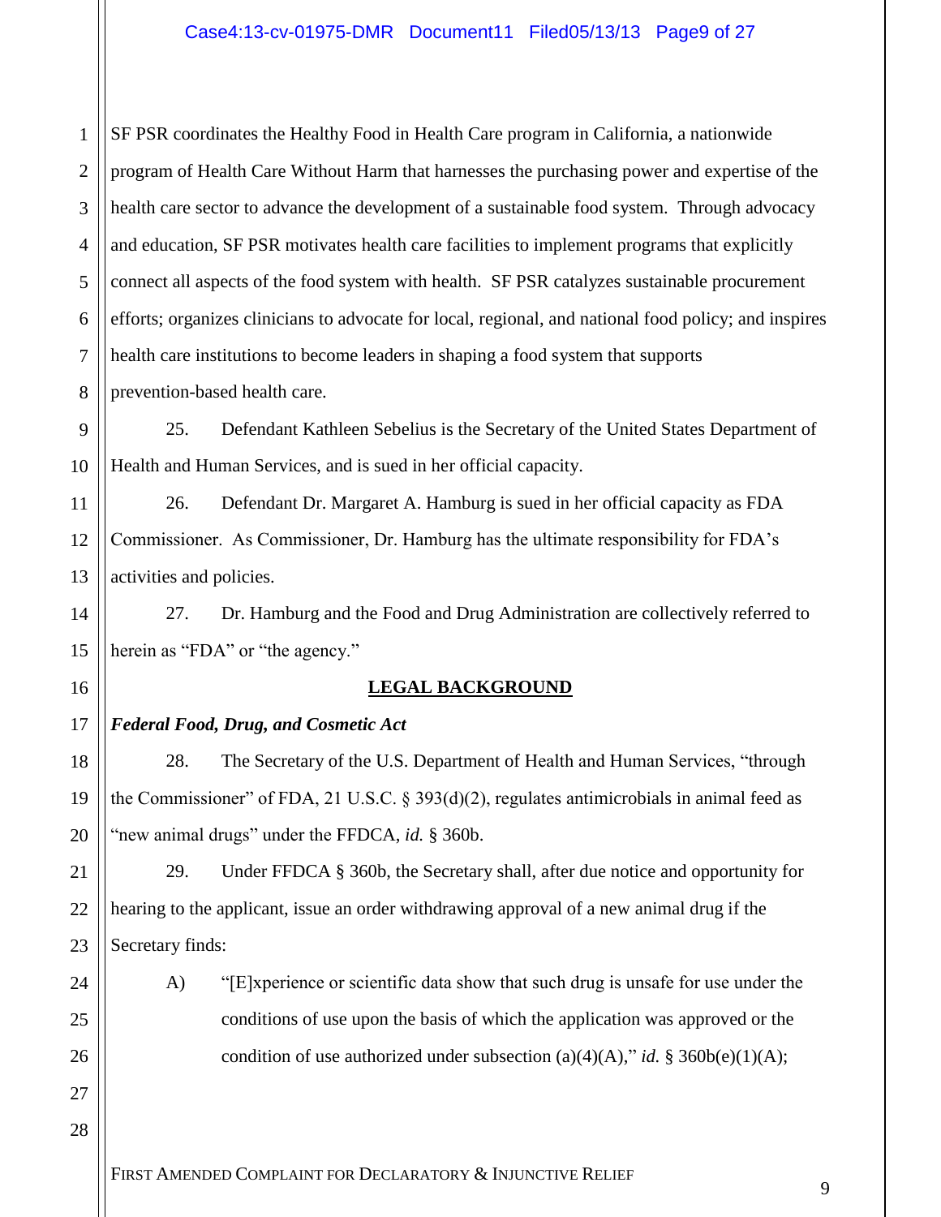SF PSR coordinates the Healthy Food in Health Care program in California, a nationwide program of Health Care Without Harm that harnesses the purchasing power and expertise of the health care sector to advance the development of a sustainable food system. Through advocacy and education, SF PSR motivates health care facilities to implement programs that explicitly connect all aspects of the food system with health. SF PSR catalyzes sustainable procurement efforts; organizes clinicians to advocate for local, regional, and national food policy; and inspires health care institutions to become leaders in shaping a food system that supports prevention-based health care.

25. Defendant Kathleen Sebelius is the Secretary of the United States Department of Health and Human Services, and is sued in her official capacity.

26. Defendant Dr. Margaret A. Hamburg is sued in her official capacity as FDA Commissioner. As Commissioner, Dr. Hamburg has the ultimate responsibility for FDA's activities and policies.

27. Dr. Hamburg and the Food and Drug Administration are collectively referred to herein as "FDA" or "the agency."

## LEGAL BACKGROUND

***Federal Food, Drug, and Cosmetic Act***

28. The Secretary of the U.S. Department of Health and Human Services, "through the Commissioner" of FDA, 21 U.S.C. § 393(d)(2), regulates antimicrobials in animal feed as "new animal drugs" under the FFDCA, *id.* § 360b.

29. Under FFDCA § 360b, the Secretary shall, after due notice and opportunity for hearing to the applicant, issue an order withdrawing approval of a new animal drug if the Secretary finds:

A) "[E]xperience or scientific data show that such drug is unsafe for use under the conditions of use upon the basis of which the application was approved or the condition of use authorized under subsection (a)(4)(A)," *id.* § 360b(e)(1)(A);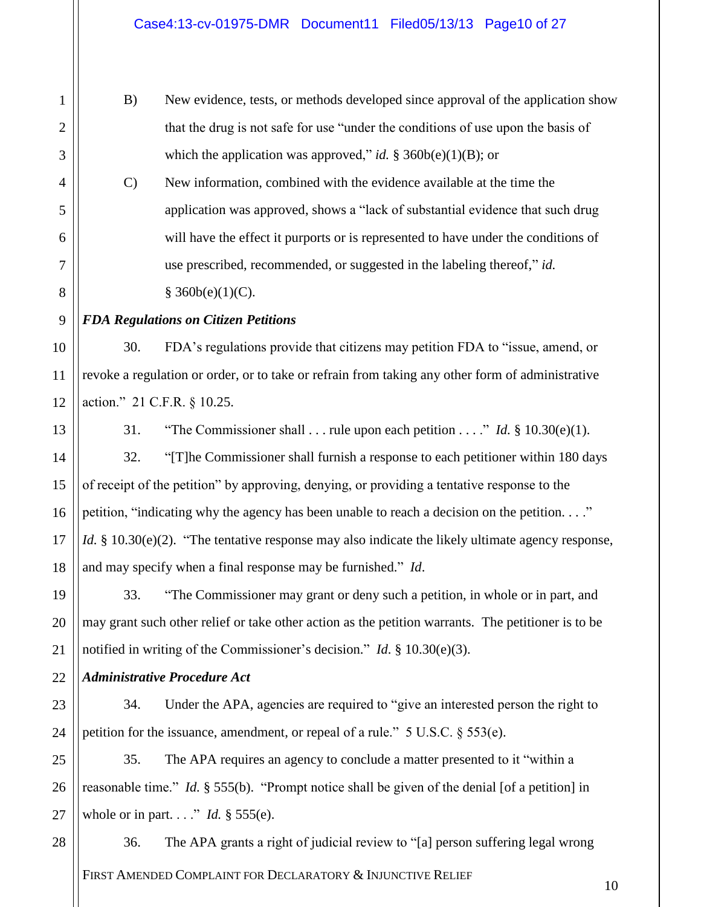B) New evidence, tests, or methods developed since approval of the application show that the drug is not safe for use "under the conditions of use upon the basis of which the application was approved," *id.* § 360b(e)(1)(B); or

C) New information, combined with the evidence available at the time the application was approved, shows a "lack of substantial evidence that such drug will have the effect it purports or is represented to have under the conditions of use prescribed, recommended, or suggested in the labeling thereof," *id.* § 360b(e)(1)(C).

***FDA Regulations on Citizen Petitions***

30. FDA's regulations provide that citizens may petition FDA to "issue, amend, or revoke a regulation or order, or to take or refrain from taking any other form of administrative action." 21 C.F.R. § 10.25.

31. "The Commissioner shall . . . rule upon each petition . . . ." *Id.* § 10.30(e)(1).

32. "[T]he Commissioner shall furnish a response to each petitioner within 180 days of receipt of the petition" by approving, denying, or providing a tentative response to the petition, "indicating why the agency has been unable to reach a decision on the petition. . . ." *Id.* § 10.30(e)(2). "The tentative response may also indicate the likely ultimate agency response, and may specify when a final response may be furnished." *Id*.

33. "The Commissioner may grant or deny such a petition, in whole or in part, and may grant such other relief or take other action as the petition warrants. The petitioner is to be notified in writing of the Commissioner's decision." *Id.* § 10.30(e)(3).

***Administrative Procedure Act***

34. Under the APA, agencies are required to "give an interested person the right to petition for the issuance, amendment, or repeal of a rule." 5 U.S.C. § 553(e).

35. The APA requires an agency to conclude a matter presented to it "within a reasonable time." *Id.* § 555(b). "Prompt notice shall be given of the denial [of a petition] in whole or in part. . . ." *Id.* § 555(e).

36. The APA grants a right of judicial review to "[a] person suffering legal wrong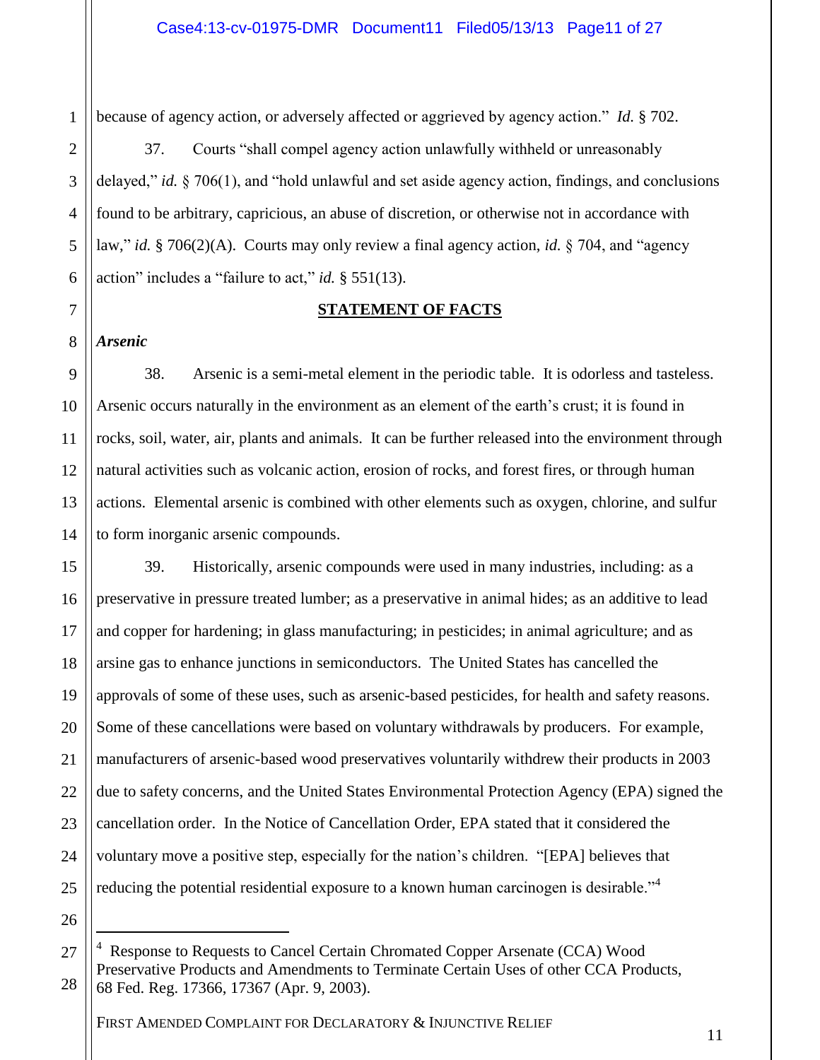because of agency action, or adversely affected or aggrieved by agency action." *Id.* § 702.

37. Courts "shall compel agency action unlawfully withheld or unreasonably delayed," *id.* § 706(1), and "hold unlawful and set aside agency action, findings, and conclusions found to be arbitrary, capricious, an abuse of discretion, or otherwise not in accordance with law," *id.* § 706(2)(A). Courts may only review a final agency action, *id.* § 704, and "agency action" includes a "failure to act," *id.* § 551(13).

## STATEMENT OF FACTS

***Arsenic***

38. Arsenic is a semi-metal element in the periodic table. It is odorless and tasteless. Arsenic occurs naturally in the environment as an element of the earth's crust; it is found in rocks, soil, water, air, plants and animals. It can be further released into the environment through natural activities such as volcanic action, erosion of rocks, and forest fires, or through human actions. Elemental arsenic is combined with other elements such as oxygen, chlorine, and sulfur to form inorganic arsenic compounds.

39. Historically, arsenic compounds were used in many industries, including: as a preservative in pressure treated lumber; as a preservative in animal hides; as an additive to lead and copper for hardening; in glass manufacturing; in pesticides; in animal agriculture; and as arsine gas to enhance junctions in semiconductors. The United States has cancelled the approvals of some of these uses, such as arsenic-based pesticides, for health and safety reasons. Some of these cancellations were based on voluntary withdrawals by producers. For example, manufacturers of arsenic-based wood preservatives voluntarily withdrew their products in 2003 due to safety concerns, and the United States Environmental Protection Agency (EPA) signed the cancellation order. In the Notice of Cancellation Order, EPA stated that it considered the voluntary move a positive step, especially for the nation's children. "[EPA] believes that reducing the potential residential exposure to a known human carcinogen is desirable."[4]

---

[4] Response to Requests to Cancel Certain Chromated Copper Arsenate (CCA) Wood Preservative Products and Amendments to Terminate Certain Uses of other CCA Products, 68 Fed. Reg. 17366, 17367 (Apr. 9, 2003).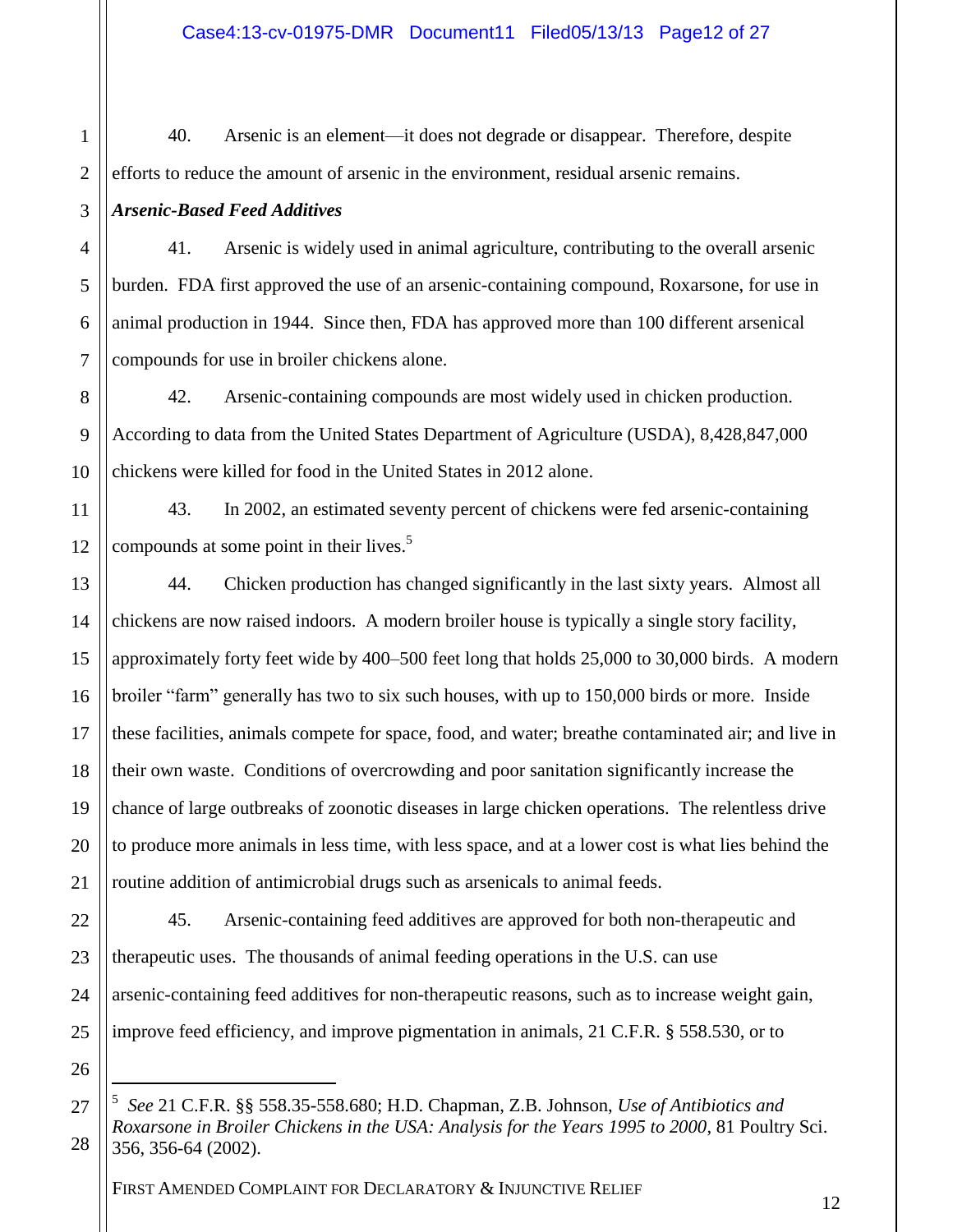40. Arsenic is an element—it does not degrade or disappear. Therefore, despite efforts to reduce the amount of arsenic in the environment, residual arsenic remains.

***Arsenic-Based Feed Additives***

41. Arsenic is widely used in animal agriculture, contributing to the overall arsenic burden. FDA first approved the use of an arsenic-containing compound, Roxarsone, for use in animal production in 1944. Since then, FDA has approved more than 100 different arsenical compounds for use in broiler chickens alone.

42. Arsenic-containing compounds are most widely used in chicken production. According to data from the United States Department of Agriculture (USDA), 8,428,847,000 chickens were killed for food in the United States in 2012 alone.

43. In 2002, an estimated seventy percent of chickens were fed arsenic-containing compounds at some point in their lives.[5]

44. Chicken production has changed significantly in the last sixty years. Almost all chickens are now raised indoors. A modern broiler house is typically a single story facility, approximately forty feet wide by 400–500 feet long that holds 25,000 to 30,000 birds. A modern broiler "farm" generally has two to six such houses, with up to 150,000 birds or more. Inside these facilities, animals compete for space, food, and water; breathe contaminated air; and live in their own waste. Conditions of overcrowding and poor sanitation significantly increase the chance of large outbreaks of zoonotic diseases in large chicken operations. The relentless drive to produce more animals in less time, with less space, and at a lower cost is what lies behind the routine addition of antimicrobial drugs such as arsenicals to animal feeds.

45. Arsenic-containing feed additives are approved for both non-therapeutic and therapeutic uses. The thousands of animal feeding operations in the U.S. can use arsenic-containing feed additives for non-therapeutic reasons, such as to increase weight gain, improve feed efficiency, and improve pigmentation in animals, 21 C.F.R. § 558.530, or to

---

[5] *See* 21 C.F.R. §§ 558.35-558.680; H.D. Chapman, Z.B. Johnson, *Use of Antibiotics and Roxarsone in Broiler Chickens in the USA: Analysis for the Years 1995 to 2000*, 81 Poultry Sci. 356, 356-64 (2002).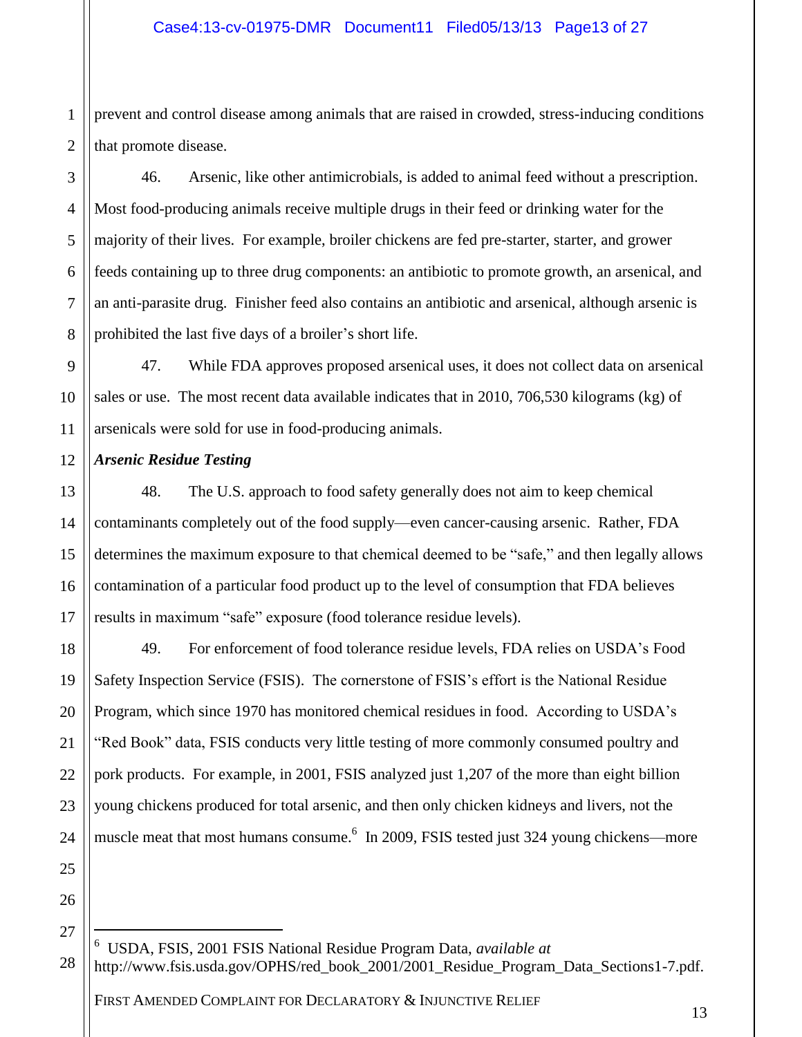prevent and control disease among animals that are raised in crowded, stress-inducing conditions that promote disease.

46. Arsenic, like other antimicrobials, is added to animal feed without a prescription. Most food-producing animals receive multiple drugs in their feed or drinking water for the majority of their lives. For example, broiler chickens are fed pre-starter, starter, and grower feeds containing up to three drug components: an antibiotic to promote growth, an arsenical, and an anti-parasite drug. Finisher feed also contains an antibiotic and arsenical, although arsenic is prohibited the last five days of a broiler's short life.

47. While FDA approves proposed arsenical uses, it does not collect data on arsenical sales or use. The most recent data available indicates that in 2010, 706,530 kilograms (kg) of arsenicals were sold for use in food-producing animals.

***Arsenic Residue Testing***

48. The U.S. approach to food safety generally does not aim to keep chemical contaminants completely out of the food supply—even cancer-causing arsenic. Rather, FDA determines the maximum exposure to that chemical deemed to be "safe," and then legally allows contamination of a particular food product up to the level of consumption that FDA believes results in maximum "safe" exposure (food tolerance residue levels).

49. For enforcement of food tolerance residue levels, FDA relies on USDA's Food Safety Inspection Service (FSIS). The cornerstone of FSIS's effort is the National Residue Program, which since 1970 has monitored chemical residues in food. According to USDA's "Red Book" data, FSIS conducts very little testing of more commonly consumed poultry and pork products. For example, in 2001, FSIS analyzed just 1,207 of the more than eight billion young chickens produced for total arsenic, and then only chicken kidneys and livers, not the muscle meat that most humans consume.[6] In 2009, FSIS tested just 324 young chickens—more

[6] USDA, FSIS, 2001 FSIS National Residue Program Data, *available at* http://www.fsis.usda.gov/OPHS/red_book_2001/2001_Residue_Program_Data_Sections1-7.pdf.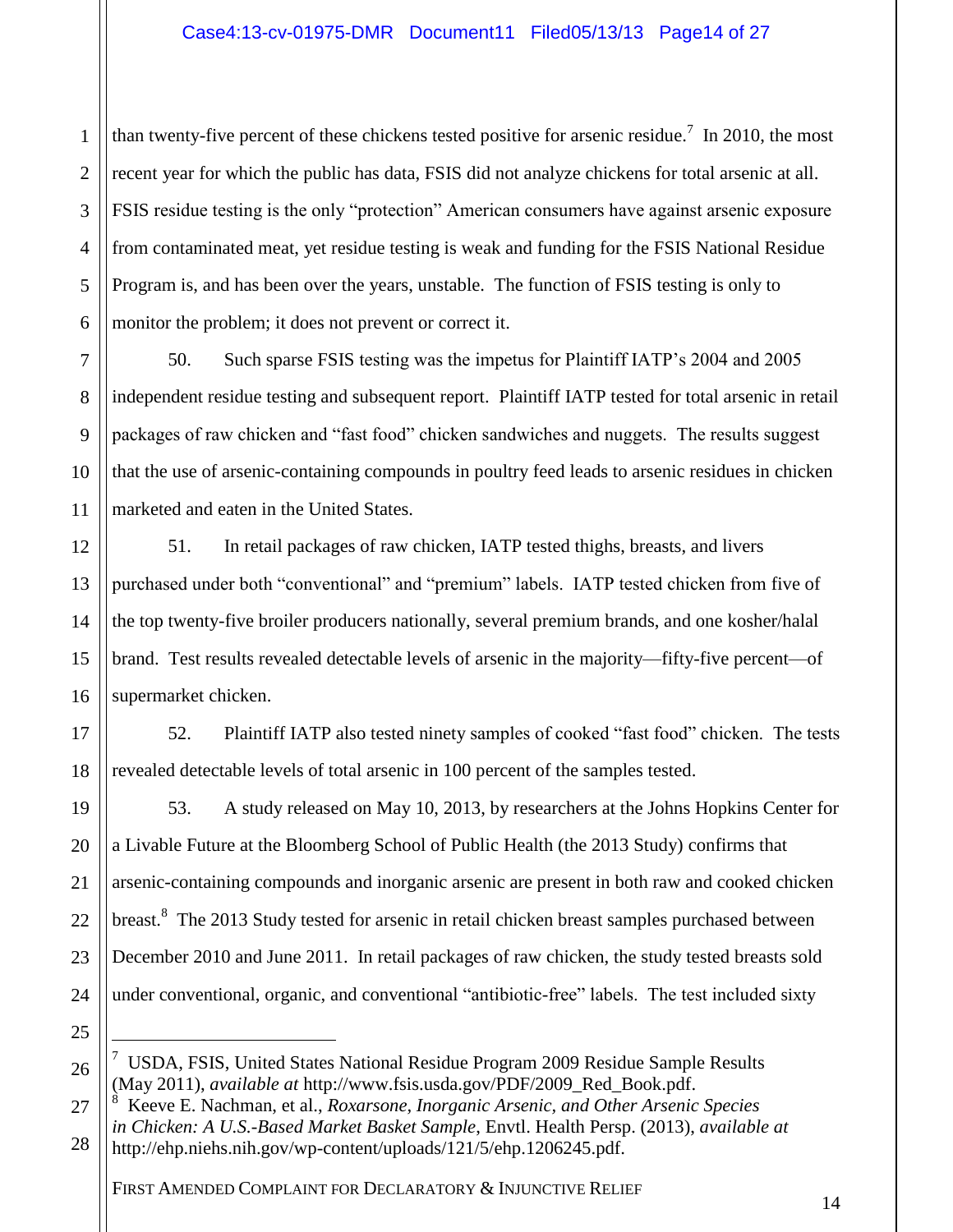than twenty-five percent of these chickens tested positive for arsenic residue.[7] In 2010, the most recent year for which the public has data, FSIS did not analyze chickens for total arsenic at all. FSIS residue testing is the only "protection" American consumers have against arsenic exposure from contaminated meat, yet residue testing is weak and funding for the FSIS National Residue Program is, and has been over the years, unstable. The function of FSIS testing is only to monitor the problem; it does not prevent or correct it.

50. Such sparse FSIS testing was the impetus for Plaintiff IATP's 2004 and 2005 independent residue testing and subsequent report. Plaintiff IATP tested for total arsenic in retail packages of raw chicken and "fast food" chicken sandwiches and nuggets. The results suggest that the use of arsenic-containing compounds in poultry feed leads to arsenic residues in chicken marketed and eaten in the United States.

51. In retail packages of raw chicken, IATP tested thighs, breasts, and livers purchased under both "conventional" and "premium" labels. IATP tested chicken from five of the top twenty-five broiler producers nationally, several premium brands, and one kosher/halal brand. Test results revealed detectable levels of arsenic in the majority—fifty-five percent—of supermarket chicken.

52. Plaintiff IATP also tested ninety samples of cooked "fast food" chicken. The tests revealed detectable levels of total arsenic in 100 percent of the samples tested.

53. A study released on May 10, 2013, by researchers at the Johns Hopkins Center for a Livable Future at the Bloomberg School of Public Health (the 2013 Study) confirms that arsenic-containing compounds and inorganic arsenic are present in both raw and cooked chicken breast.[8] The 2013 Study tested for arsenic in retail chicken breast samples purchased between December 2010 and June 2011. In retail packages of raw chicken, the study tested breasts sold under conventional, organic, and conventional "antibiotic-free" labels. The test included sixty

---

[7] USDA, FSIS, United States National Residue Program 2009 Residue Sample Results (May 2011), *available at* http://www.fsis.usda.gov/PDF/2009_Red_Book.pdf.

[8] Keeve E. Nachman, et al., *Roxarsone, Inorganic Arsenic, and Other Arsenic Species in Chicken: A U.S.-Based Market Basket Sample*, Envtl. Health Persp. (2013), *available at* http://ehp.niehs.nih.gov/wp-content/uploads/121/5/ehp.1206245.pdf.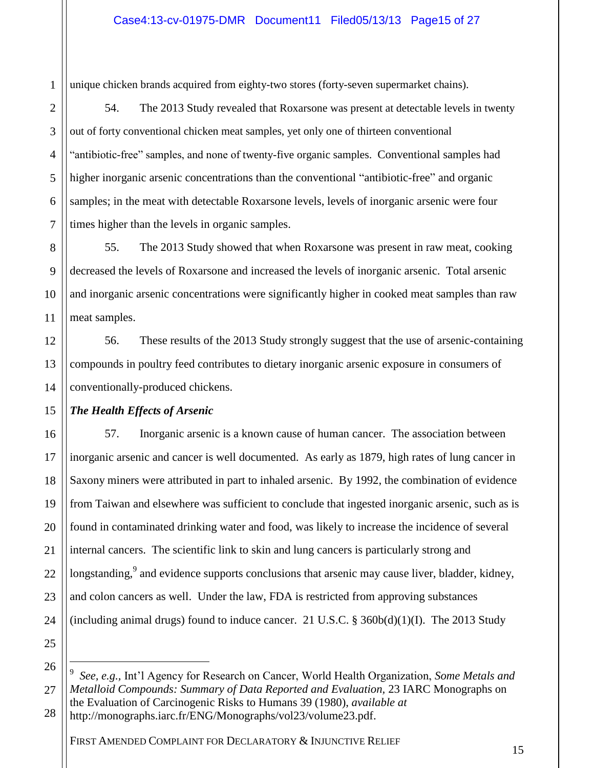unique chicken brands acquired from eighty-two stores (forty-seven supermarket chains).

54. The 2013 Study revealed that Roxarsone was present at detectable levels in twenty out of forty conventional chicken meat samples, yet only one of thirteen conventional "antibiotic-free" samples, and none of twenty-five organic samples. Conventional samples had higher inorganic arsenic concentrations than the conventional "antibiotic-free" and organic samples; in the meat with detectable Roxarsone levels, levels of inorganic arsenic were four times higher than the levels in organic samples.

55. The 2013 Study showed that when Roxarsone was present in raw meat, cooking decreased the levels of Roxarsone and increased the levels of inorganic arsenic. Total arsenic and inorganic arsenic concentrations were significantly higher in cooked meat samples than raw meat samples.

56. These results of the 2013 Study strongly suggest that the use of arsenic-containing compounds in poultry feed contributes to dietary inorganic arsenic exposure in consumers of conventionally-produced chickens.

***The Health Effects of Arsenic***

57. Inorganic arsenic is a known cause of human cancer. The association between inorganic arsenic and cancer is well documented. As early as 1879, high rates of lung cancer in Saxony miners were attributed in part to inhaled arsenic. By 1992, the combination of evidence from Taiwan and elsewhere was sufficient to conclude that ingested inorganic arsenic, such as is found in contaminated drinking water and food, was likely to increase the incidence of several internal cancers. The scientific link to skin and lung cancers is particularly strong and longstanding,[9] and evidence supports conclusions that arsenic may cause liver, bladder, kidney, and colon cancers as well. Under the law, FDA is restricted from approving substances (including animal drugs) found to induce cancer. 21 U.S.C. § 360b(d)(1)(I). The 2013 Study

---

[9] *See, e.g.*, Int'l Agency for Research on Cancer, World Health Organization, *Some Metals and Metalloid Compounds: Summary of Data Reported and Evaluation*, 23 IARC Monographs on the Evaluation of Carcinogenic Risks to Humans 39 (1980), *available at* http://monographs.iarc.fr/ENG/Monographs/vol23/volume23.pdf.

FIRST AMENDED COMPLAINT FOR DECLARATORY & INJUNCTIVE RELIEF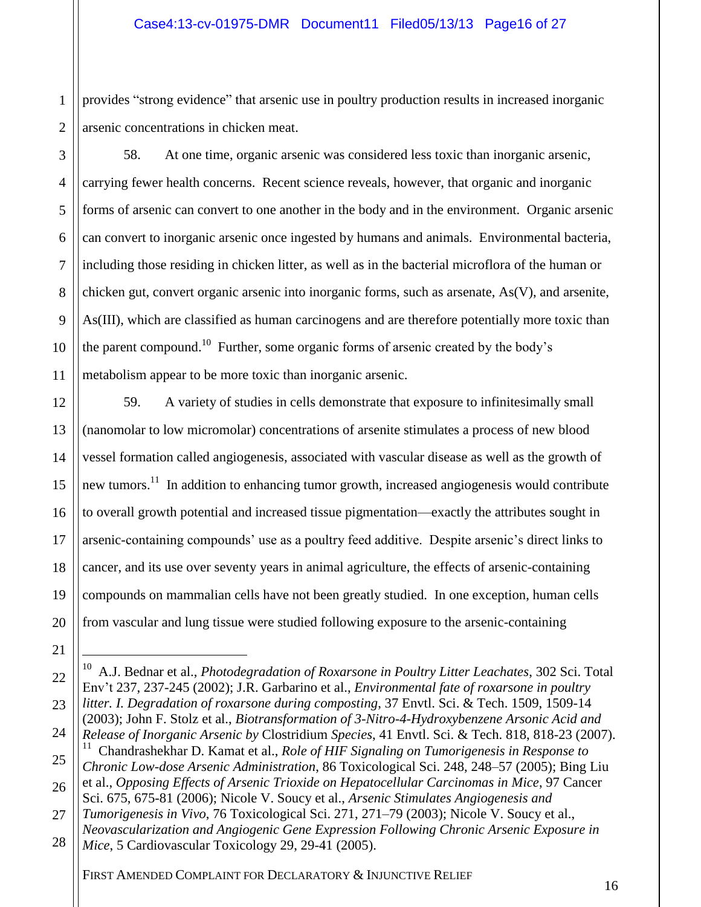provides "strong evidence" that arsenic use in poultry production results in increased inorganic arsenic concentrations in chicken meat.

58. At one time, organic arsenic was considered less toxic than inorganic arsenic, carrying fewer health concerns. Recent science reveals, however, that organic and inorganic forms of arsenic can convert to one another in the body and in the environment. Organic arsenic can convert to inorganic arsenic once ingested by humans and animals. Environmental bacteria, including those residing in chicken litter, as well as in the bacterial microflora of the human or chicken gut, convert organic arsenic into inorganic forms, such as arsenate, As(V), and arsenite, As(III), which are classified as human carcinogens and are therefore potentially more toxic than the parent compound.[10] Further, some organic forms of arsenic created by the body's metabolism appear to be more toxic than inorganic arsenic.

59. A variety of studies in cells demonstrate that exposure to infinitesimally small (nanomolar to low micromolar) concentrations of arsenite stimulates a process of new blood vessel formation called angiogenesis, associated with vascular disease as well as the growth of new tumors.[11] In addition to enhancing tumor growth, increased angiogenesis would contribute to overall growth potential and increased tissue pigmentation—exactly the attributes sought in arsenic-containing compounds' use as a poultry feed additive. Despite arsenic's direct links to cancer, and its use over seventy years in animal agriculture, the effects of arsenic-containing compounds on mammalian cells have not been greatly studied. In one exception, human cells from vascular and lung tissue were studied following exposure to the arsenic-containing

---

[10] A.J. Bednar et al., *Photodegradation of Roxarsone in Poultry Litter Leachates*, 302 Sci. Total Env't 237, 237-245 (2002); J.R. Garbarino et al., *Environmental fate of roxarsone in poultry litter. I. Degradation of roxarsone during composting*, 37 Envtl. Sci. & Tech. 1509, 1509-14 (2003); John F. Stolz et al., *Biotransformation of 3-Nitro-4-Hydroxybenzene Arsonic Acid and Release of Inorganic Arsenic by* Clostridium *Species*, 41 Envtl. Sci. & Tech. 818, 818-23 (2007).

[11] Chandrashekhar D. Kamat et al., *Role of HIF Signaling on Tumorigenesis in Response to Chronic Low-dose Arsenic Administration*, 86 Toxicological Sci. 248, 248–57 (2005); Bing Liu et al., *Opposing Effects of Arsenic Trioxide on Hepatocellular Carcinomas in Mice*, 97 Cancer Sci. 675, 675-81 (2006); Nicole V. Soucy et al., *Arsenic Stimulates Angiogenesis and Tumorigenesis in Vivo*, 76 Toxicological Sci. 271, 271–79 (2003); Nicole V. Soucy et al., *Neovascularization and Angiogenic Gene Expression Following Chronic Arsenic Exposure in Mice*, 5 Cardiovascular Toxicology 29, 29-41 (2005).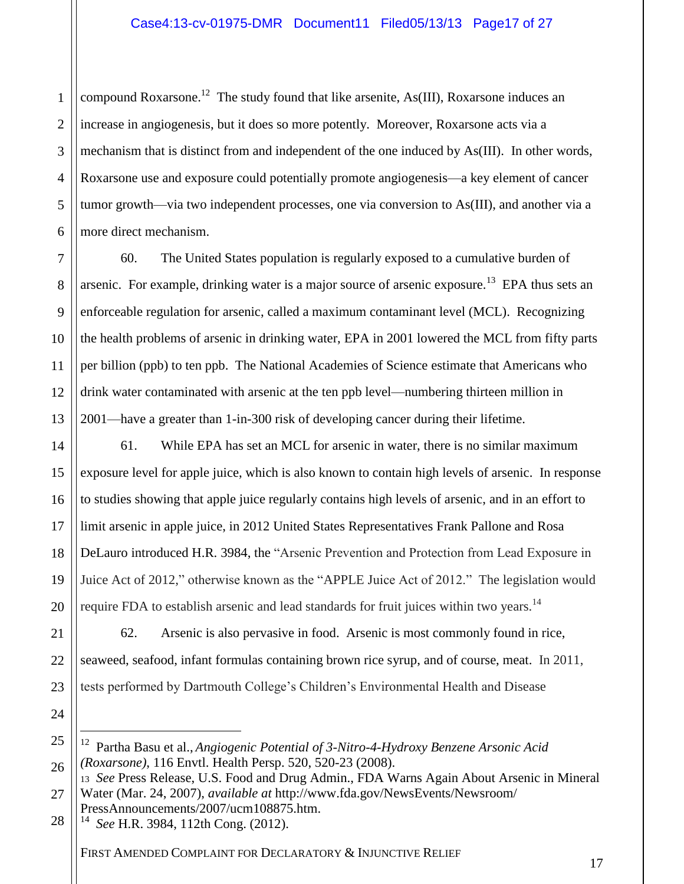compound Roxarsone.[12] The study found that like arsenite, As(III), Roxarsone induces an increase in angiogenesis, but it does so more potently. Moreover, Roxarsone acts via a mechanism that is distinct from and independent of the one induced by As(III). In other words, Roxarsone use and exposure could potentially promote angiogenesis—a key element of cancer tumor growth—via two independent processes, one via conversion to As(III), and another via a more direct mechanism.

60. The United States population is regularly exposed to a cumulative burden of arsenic. For example, drinking water is a major source of arsenic exposure.[13] EPA thus sets an enforceable regulation for arsenic, called a maximum contaminant level (MCL). Recognizing the health problems of arsenic in drinking water, EPA in 2001 lowered the MCL from fifty parts per billion (ppb) to ten ppb. The National Academies of Science estimate that Americans who drink water contaminated with arsenic at the ten ppb level—numbering thirteen million in 2001—have a greater than 1-in-300 risk of developing cancer during their lifetime.

61. While EPA has set an MCL for arsenic in water, there is no similar maximum exposure level for apple juice, which is also known to contain high levels of arsenic. In response to studies showing that apple juice regularly contains high levels of arsenic, and in an effort to limit arsenic in apple juice, in 2012 United States Representatives Frank Pallone and Rosa DeLauro introduced H.R. 3984, the "Arsenic Prevention and Protection from Lead Exposure in Juice Act of 2012," otherwise known as the "APPLE Juice Act of 2012." The legislation would require FDA to establish arsenic and lead standards for fruit juices within two years.[14]

62. Arsenic is also pervasive in food. Arsenic is most commonly found in rice, seaweed, seafood, infant formulas containing brown rice syrup, and of course, meat. In 2011, tests performed by Dartmouth College's Children's Environmental Health and Disease

---

[12] Partha Basu et al., *Angiogenic Potential of 3-Nitro-4-Hydroxy Benzene Arsonic Acid (Roxarsone)*, 116 Envtl. Health Persp. 520, 520-23 (2008).

[13] *See* Press Release, U.S. Food and Drug Admin., FDA Warns Again About Arsenic in Mineral Water (Mar. 24, 2007), *available at* http://www.fda.gov/NewsEvents/Newsroom/PressAnnouncements/2007/ucm108875.htm.

[14] *See* H.R. 3984, 112th Cong. (2012).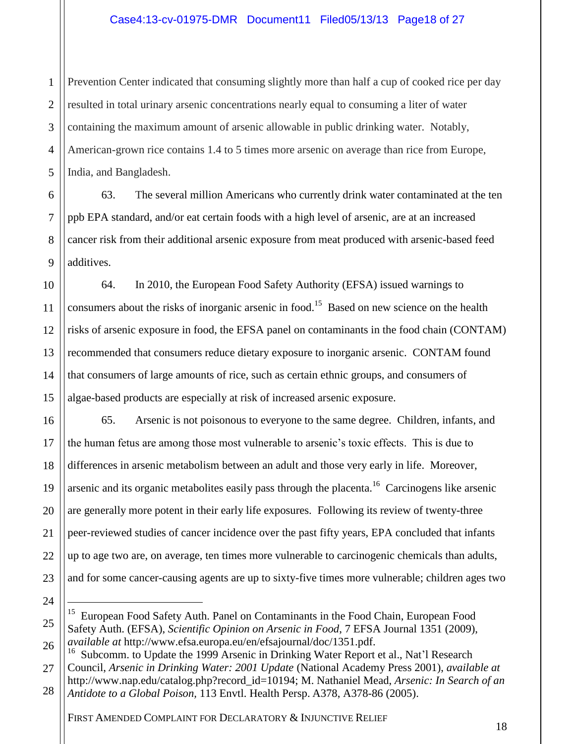Prevention Center indicated that consuming slightly more than half a cup of cooked rice per day resulted in total urinary arsenic concentrations nearly equal to consuming a liter of water containing the maximum amount of arsenic allowable in public drinking water. Notably, American-grown rice contains 1.4 to 5 times more arsenic on average than rice from Europe, India, and Bangladesh.

63. The several million Americans who currently drink water contaminated at the ten ppb EPA standard, and/or eat certain foods with a high level of arsenic, are at an increased cancer risk from their additional arsenic exposure from meat produced with arsenic-based feed additives.

64. In 2010, the European Food Safety Authority (EFSA) issued warnings to consumers about the risks of inorganic arsenic in food.[15] Based on new science on the health risks of arsenic exposure in food, the EFSA panel on contaminants in the food chain (CONTAM) recommended that consumers reduce dietary exposure to inorganic arsenic. CONTAM found that consumers of large amounts of rice, such as certain ethnic groups, and consumers of algae-based products are especially at risk of increased arsenic exposure.

65. Arsenic is not poisonous to everyone to the same degree. Children, infants, and the human fetus are among those most vulnerable to arsenic's toxic effects. This is due to differences in arsenic metabolism between an adult and those very early in life. Moreover, arsenic and its organic metabolites easily pass through the placenta.[16] Carcinogens like arsenic are generally more potent in their early life exposures. Following its review of twenty-three peer-reviewed studies of cancer incidence over the past fifty years, EPA concluded that infants up to age two are, on average, ten times more vulnerable to carcinogenic chemicals than adults, and for some cancer-causing agents are up to sixty-five times more vulnerable; children ages two

---

[15] European Food Safety Auth. Panel on Contaminants in the Food Chain, European Food Safety Auth. (EFSA), *Scientific Opinion on Arsenic in Food*, 7 EFSA Journal 1351 (2009), *available at* http://www.efsa.europa.eu/en/efsajournal/doc/1351.pdf.

[16] Subcomm. to Update the 1999 Arsenic in Drinking Water Report et al., Nat'l Research Council, *Arsenic in Drinking Water: 2001 Update* (National Academy Press 2001), *available at* http://www.nap.edu/catalog.php?record_id=10194; M. Nathaniel Mead, *Arsenic: In Search of an Antidote to a Global Poison*, 113 Envtl. Health Persp. A378, A378-86 (2005).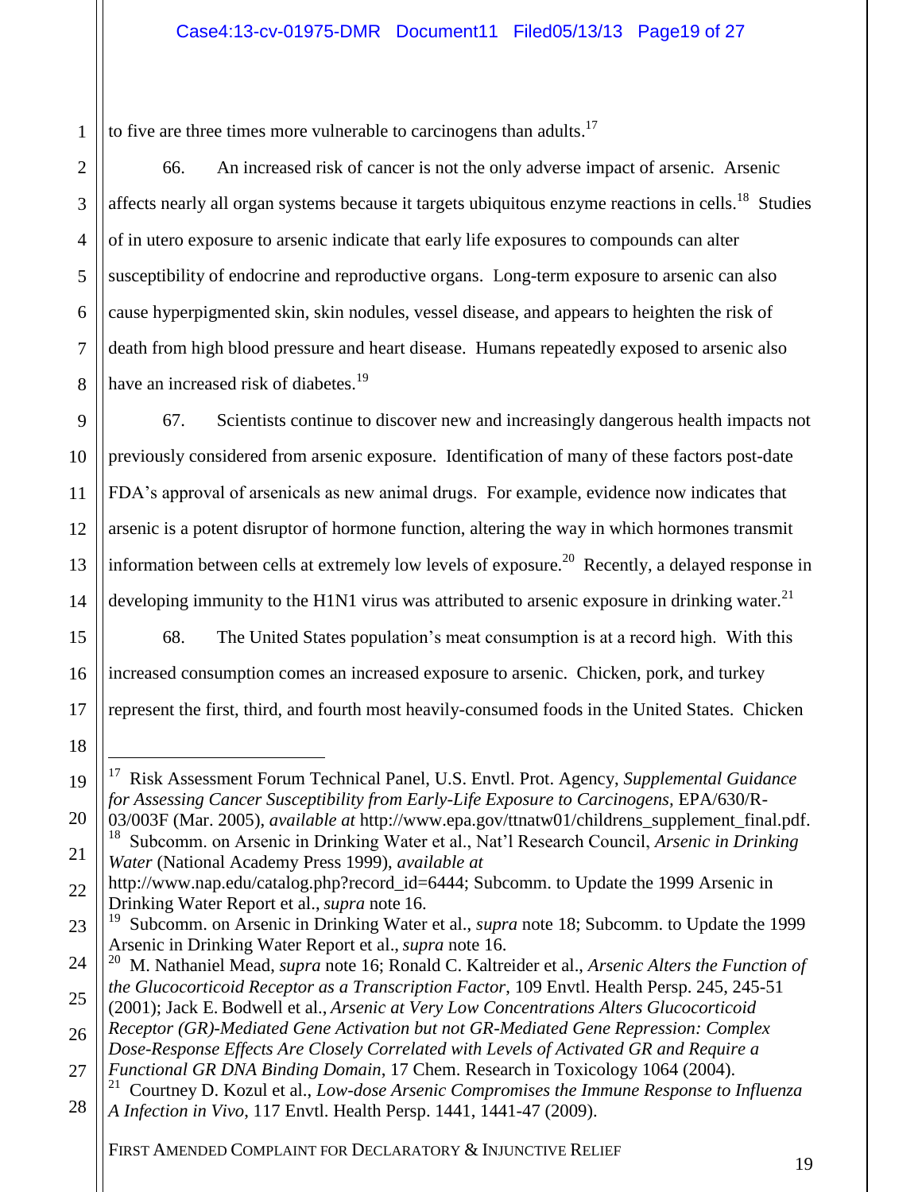to five are three times more vulnerable to carcinogens than adults.[17]

66. An increased risk of cancer is not the only adverse impact of arsenic. Arsenic affects nearly all organ systems because it targets ubiquitous enzyme reactions in cells.[18] Studies of in utero exposure to arsenic indicate that early life exposures to compounds can alter susceptibility of endocrine and reproductive organs. Long-term exposure to arsenic can also cause hyperpigmented skin, skin nodules, vessel disease, and appears to heighten the risk of death from high blood pressure and heart disease. Humans repeatedly exposed to arsenic also have an increased risk of diabetes.[19]

67. Scientists continue to discover new and increasingly dangerous health impacts not previously considered from arsenic exposure. Identification of many of these factors post-date FDA's approval of arsenicals as new animal drugs. For example, evidence now indicates that arsenic is a potent disruptor of hormone function, altering the way in which hormones transmit information between cells at extremely low levels of exposure.[20] Recently, a delayed response in developing immunity to the H1N1 virus was attributed to arsenic exposure in drinking water.[21]

68. The United States population's meat consumption is at a record high. With this increased consumption comes an increased exposure to arsenic. Chicken, pork, and turkey represent the first, third, and fourth most heavily-consumed foods in the United States. Chicken

---

[17] Risk Assessment Forum Technical Panel, U.S. Envtl. Prot. Agency, *Supplemental Guidance for Assessing Cancer Susceptibility from Early-Life Exposure to Carcinogens,* EPA/630/R-03/003F (Mar. 2005), *available at* http://www.epa.gov/ttnatw01/childrens_supplement_final.pdf.

[18] Subcomm. on Arsenic in Drinking Water et al., Nat'l Research Council, *Arsenic in Drinking Water* (National Academy Press 1999), *available at* http://www.nap.edu/catalog.php?record_id=6444; Subcomm. to Update the 1999 Arsenic in Drinking Water Report et al., *supra* note 16.

[19] Subcomm. on Arsenic in Drinking Water et al., *supra* note 18; Subcomm. to Update the 1999 Arsenic in Drinking Water Report et al., *supra* note 16.

[20] M. Nathaniel Mead, *supra* note 16; Ronald C. Kaltreider et al., *Arsenic Alters the Function of the Glucocorticoid Receptor as a Transcription Factor*, 109 Envtl. Health Persp. 245, 245-51 (2001); Jack E. Bodwell et al., *Arsenic at Very Low Concentrations Alters Glucocorticoid Receptor (GR)-Mediated Gene Activation but not GR-Mediated Gene Repression: Complex Dose-Response Effects Are Closely Correlated with Levels of Activated GR and Require a Functional GR DNA Binding Domain*, 17 Chem. Research in Toxicology 1064 (2004).

[21] Courtney D. Kozul et al., *Low-dose Arsenic Compromises the Immune Response to Influenza A Infection in Vivo*, 117 Envtl. Health Persp. 1441, 1441-47 (2009).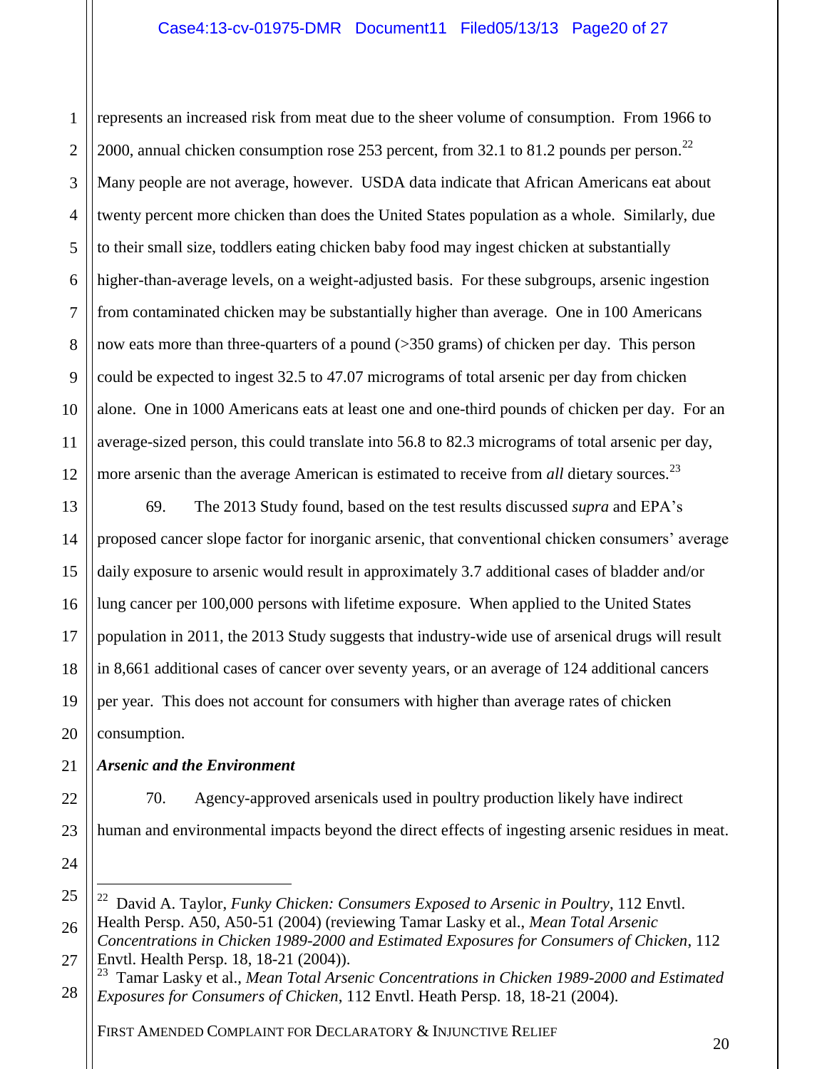represents an increased risk from meat due to the sheer volume of consumption. From 1966 to 2000, annual chicken consumption rose 253 percent, from 32.1 to 81.2 pounds per person.[22] Many people are not average, however. USDA data indicate that African Americans eat about twenty percent more chicken than does the United States population as a whole. Similarly, due to their small size, toddlers eating chicken baby food may ingest chicken at substantially higher-than-average levels, on a weight-adjusted basis. For these subgroups, arsenic ingestion from contaminated chicken may be substantially higher than average. One in 100 Americans now eats more than three-quarters of a pound (>350 grams) of chicken per day. This person could be expected to ingest 32.5 to 47.07 micrograms of total arsenic per day from chicken alone. One in 1000 Americans eats at least one and one-third pounds of chicken per day. For an average-sized person, this could translate into 56.8 to 82.3 micrograms of total arsenic per day, more arsenic than the average American is estimated to receive from *all* dietary sources.[23]

69. The 2013 Study found, based on the test results discussed *supra* and EPA's proposed cancer slope factor for inorganic arsenic, that conventional chicken consumers' average daily exposure to arsenic would result in approximately 3.7 additional cases of bladder and/or lung cancer per 100,000 persons with lifetime exposure. When applied to the United States population in 2011, the 2013 Study suggests that industry-wide use of arsenical drugs will result in 8,661 additional cases of cancer over seventy years, or an average of 124 additional cancers per year. This does not account for consumers with higher than average rates of chicken consumption.

***Arsenic and the Environment***

70. Agency-approved arsenicals used in poultry production likely have indirect human and environmental impacts beyond the direct effects of ingesting arsenic residues in meat.

---

[22] David A. Taylor, *Funky Chicken: Consumers Exposed to Arsenic in Poultry*, 112 Envtl. Health Persp. A50, A50-51 (2004) (reviewing Tamar Lasky et al., *Mean Total Arsenic Concentrations in Chicken 1989-2000 and Estimated Exposures for Consumers of Chicken*, 112 Envtl. Health Persp. 18, 18-21 (2004)).

[23] Tamar Lasky et al., *Mean Total Arsenic Concentrations in Chicken 1989-2000 and Estimated Exposures for Consumers of Chicken*, 112 Envtl. Heath Persp. 18, 18-21 (2004).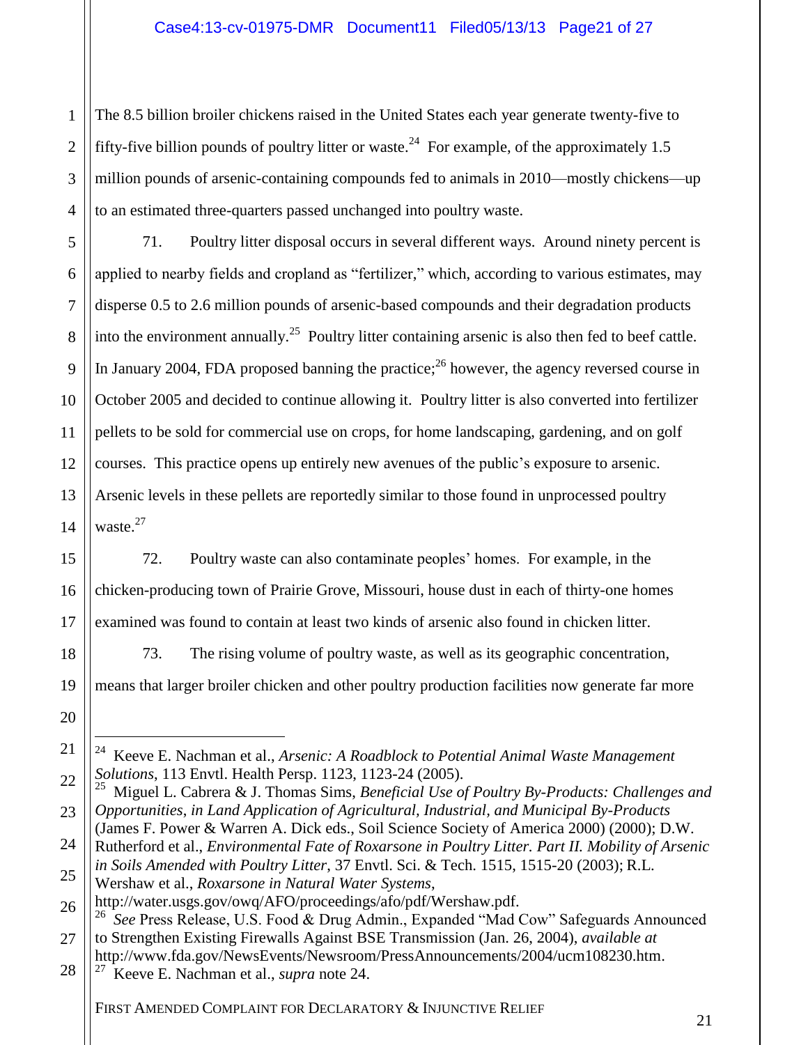The 8.5 billion broiler chickens raised in the United States each year generate twenty-five to fifty-five billion pounds of poultry litter or waste.[24] For example, of the approximately 1.5 million pounds of arsenic-containing compounds fed to animals in 2010—mostly chickens—up to an estimated three-quarters passed unchanged into poultry waste.

71. Poultry litter disposal occurs in several different ways. Around ninety percent is applied to nearby fields and cropland as "fertilizer," which, according to various estimates, may disperse 0.5 to 2.6 million pounds of arsenic-based compounds and their degradation products into the environment annually.[25] Poultry litter containing arsenic is also then fed to beef cattle. In January 2004, FDA proposed banning the practice;[26] however, the agency reversed course in October 2005 and decided to continue allowing it. Poultry litter is also converted into fertilizer pellets to be sold for commercial use on crops, for home landscaping, gardening, and on golf courses. This practice opens up entirely new avenues of the public's exposure to arsenic. Arsenic levels in these pellets are reportedly similar to those found in unprocessed poultry waste.[27]

72. Poultry waste can also contaminate peoples' homes. For example, in the chicken-producing town of Prairie Grove, Missouri, house dust in each of thirty-one homes examined was found to contain at least two kinds of arsenic also found in chicken litter.

73. The rising volume of poultry waste, as well as its geographic concentration, means that larger broiler chicken and other poultry production facilities now generate far more

---

[24] Keeve E. Nachman et al., *Arsenic: A Roadblock to Potential Animal Waste Management Solutions*, 113 Envtl. Health Persp. 1123, 1123-24 (2005).

[25] Miguel L. Cabrera & J. Thomas Sims, *Beneficial Use of Poultry By-Products: Challenges and Opportunities*, *in Land Application of Agricultural, Industrial, and Municipal By-Products* (James F. Power & Warren A. Dick eds., Soil Science Society of America 2000) (2000); D.W. Rutherford et al., *Environmental Fate of Roxarsone in Poultry Litter. Part II. Mobility of Arsenic in Soils Amended with Poultry Litter*, 37 Envtl. Sci. & Tech. 1515, 1515-20 (2003); R.L. Wershaw et al., *Roxarsone in Natural Water Systems*, http://water.usgs.gov/owq/AFO/proceedings/afo/pdf/Wershaw.pdf.

[26] *See* Press Release, U.S. Food & Drug Admin., Expanded "Mad Cow" Safeguards Announced to Strengthen Existing Firewalls Against BSE Transmission (Jan. 26, 2004), *available at* http://www.fda.gov/NewsEvents/Newsroom/PressAnnouncements/2004/ucm108230.htm.

[27] Keeve E. Nachman et al., *supra* note 24.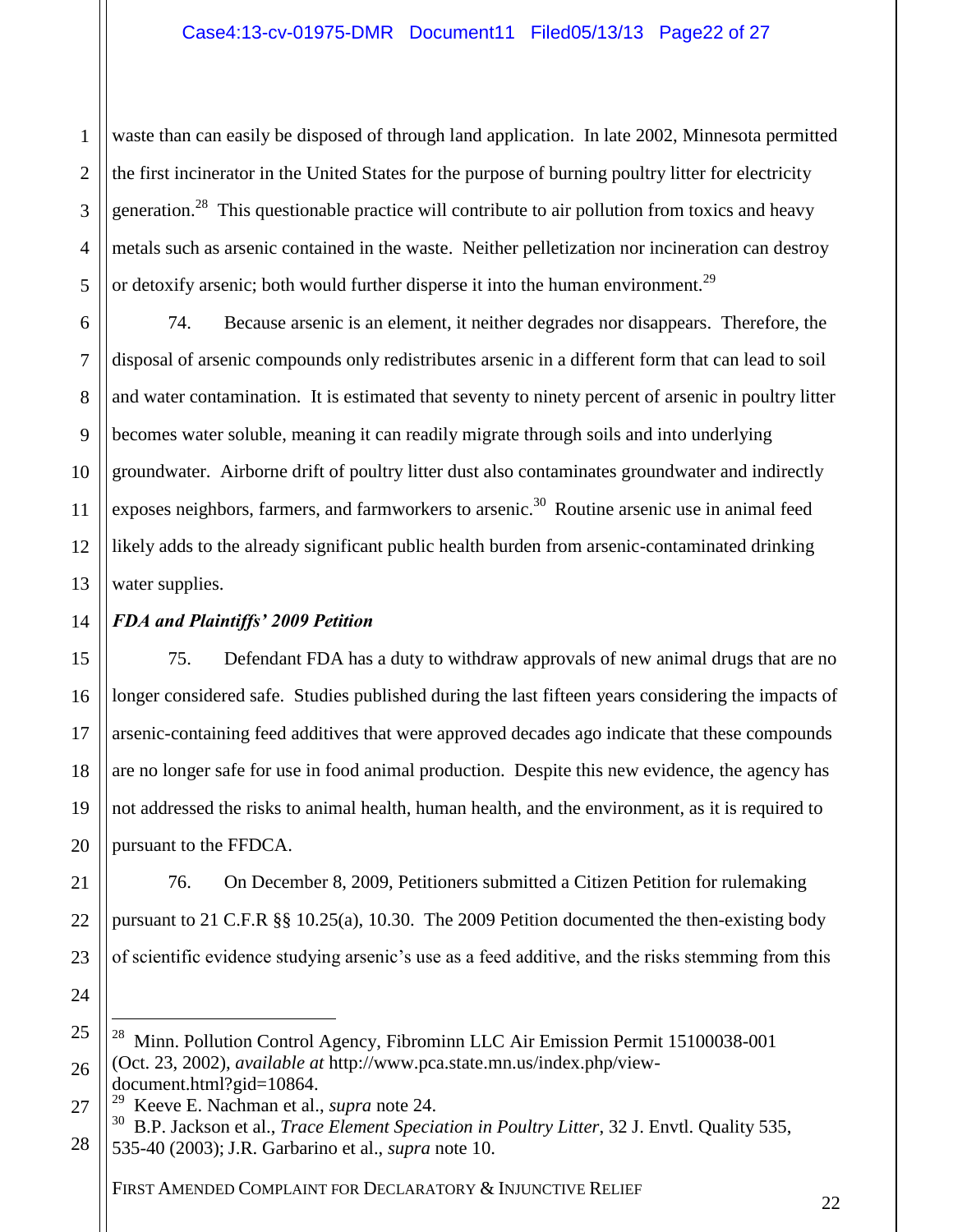waste than can easily be disposed of through land application. In late 2002, Minnesota permitted the first incinerator in the United States for the purpose of burning poultry litter for electricity generation.[28] This questionable practice will contribute to air pollution from toxics and heavy metals such as arsenic contained in the waste. Neither pelletization nor incineration can destroy or detoxify arsenic; both would further disperse it into the human environment.[29]

74. Because arsenic is an element, it neither degrades nor disappears. Therefore, the disposal of arsenic compounds only redistributes arsenic in a different form that can lead to soil and water contamination. It is estimated that seventy to ninety percent of arsenic in poultry litter becomes water soluble, meaning it can readily migrate through soils and into underlying groundwater. Airborne drift of poultry litter dust also contaminates groundwater and indirectly exposes neighbors, farmers, and farmworkers to arsenic.[30] Routine arsenic use in animal feed likely adds to the already significant public health burden from arsenic-contaminated drinking water supplies.

***FDA and Plaintiffs' 2009 Petition***

75. Defendant FDA has a duty to withdraw approvals of new animal drugs that are no longer considered safe. Studies published during the last fifteen years considering the impacts of arsenic-containing feed additives that were approved decades ago indicate that these compounds are no longer safe for use in food animal production. Despite this new evidence, the agency has not addressed the risks to animal health, human health, and the environment, as it is required to pursuant to the FFDCA.

76. On December 8, 2009, Petitioners submitted a Citizen Petition for rulemaking pursuant to 21 C.F.R §§ 10.25(a), 10.30. The 2009 Petition documented the then-existing body of scientific evidence studying arsenic's use as a feed additive, and the risks stemming from this

---

[28] Minn. Pollution Control Agency, Fibrominn LLC Air Emission Permit 15100038-001 (Oct. 23, 2002), *available at* http://www.pca.state.mn.us/index.php/view-document.html?gid=10864.

[29] Keeve E. Nachman et al., *supra* note 24.

[30] B.P. Jackson et al., *Trace Element Speciation in Poultry Litter*, 32 J. Envtl. Quality 535, 535-40 (2003); J.R. Garbarino et al., *supra* note 10.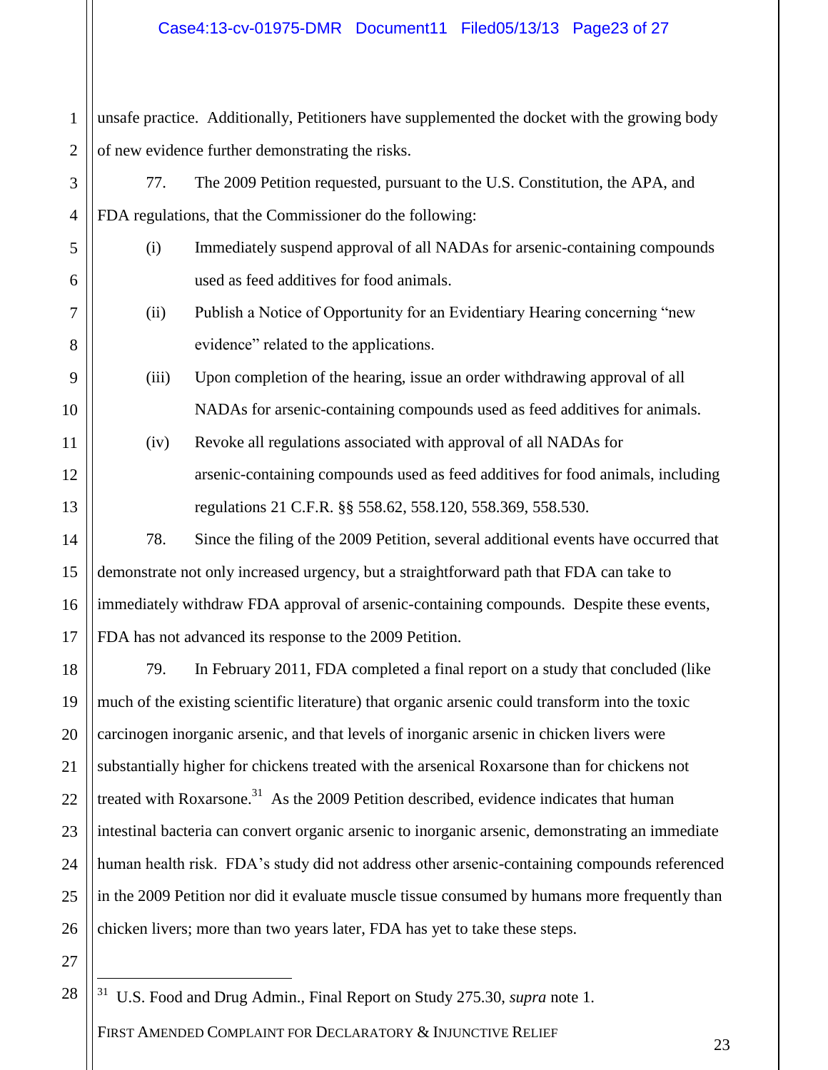unsafe practice. Additionally, Petitioners have supplemented the docket with the growing body of new evidence further demonstrating the risks.

77. The 2009 Petition requested, pursuant to the U.S. Constitution, the APA, and FDA regulations, that the Commissioner do the following:

(i) Immediately suspend approval of all NADAs for arsenic-containing compounds used as feed additives for food animals.

(ii) Publish a Notice of Opportunity for an Evidentiary Hearing concerning "new evidence" related to the applications.

(iii) Upon completion of the hearing, issue an order withdrawing approval of all NADAs for arsenic-containing compounds used as feed additives for animals.

(iv) Revoke all regulations associated with approval of all NADAs for arsenic-containing compounds used as feed additives for food animals, including regulations 21 C.F.R. §§ 558.62, 558.120, 558.369, 558.530.

78. Since the filing of the 2009 Petition, several additional events have occurred that demonstrate not only increased urgency, but a straightforward path that FDA can take to immediately withdraw FDA approval of arsenic-containing compounds. Despite these events, FDA has not advanced its response to the 2009 Petition.

79. In February 2011, FDA completed a final report on a study that concluded (like much of the existing scientific literature) that organic arsenic could transform into the toxic carcinogen inorganic arsenic, and that levels of inorganic arsenic in chicken livers were substantially higher for chickens treated with the arsenical Roxarsone than for chickens not treated with Roxarsone.[31] As the 2009 Petition described, evidence indicates that human intestinal bacteria can convert organic arsenic to inorganic arsenic, demonstrating an immediate human health risk. FDA's study did not address other arsenic-containing compounds referenced in the 2009 Petition nor did it evaluate muscle tissue consumed by humans more frequently than chicken livers; more than two years later, FDA has yet to take these steps.

[31] U.S. Food and Drug Admin., Final Report on Study 275.30, *supra* note 1.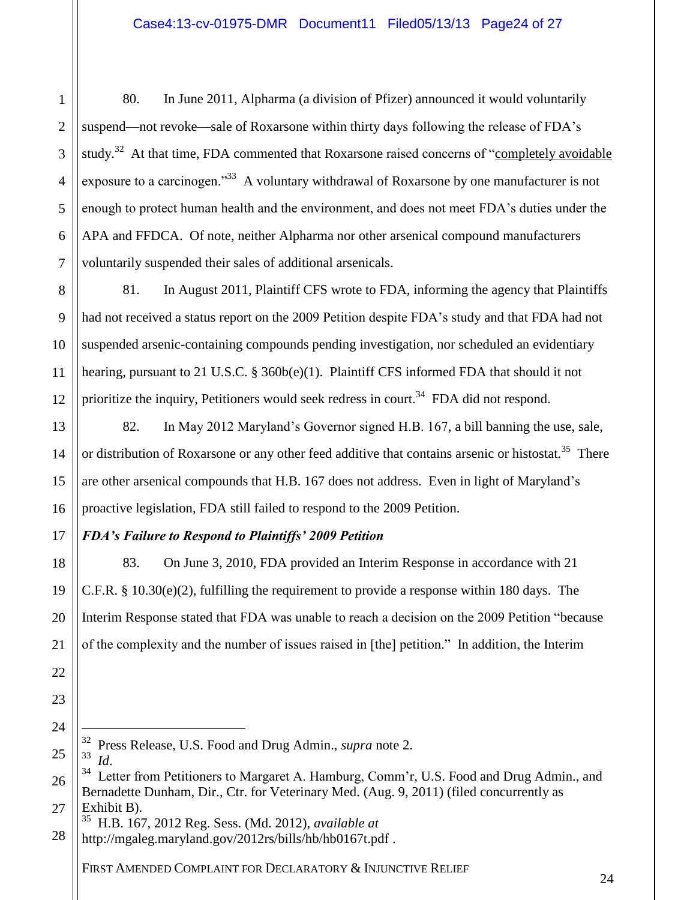80. In June 2011, Alpharma (a division of Pfizer) announced it would voluntarily suspend—not revoke—sale of Roxarsone within thirty days following the release of FDA's study.[32] At that time, FDA commented that Roxarsone raised concerns of "completely avoidable exposure to a carcinogen."[33] A voluntary withdrawal of Roxarsone by one manufacturer is not enough to protect human health and the environment, and does not meet FDA's duties under the APA and FFDCA. Of note, neither Alpharma nor other arsenical compound manufacturers voluntarily suspended their sales of additional arsenicals.

81. In August 2011, Plaintiff CFS wrote to FDA, informing the agency that Plaintiffs had not received a status report on the 2009 Petition despite FDA's study and that FDA had not suspended arsenic-containing compounds pending investigation, nor scheduled an evidentiary hearing, pursuant to 21 U.S.C. § 360b(e)(1). Plaintiff CFS informed FDA that should it not prioritize the inquiry, Petitioners would seek redress in court.[34] FDA did not respond.

82. In May 2012 Maryland's Governor signed H.B. 167, a bill banning the use, sale, or distribution of Roxarsone or any other feed additive that contains arsenic or histostat.[35] There are other arsenical compounds that H.B. 167 does not address. Even in light of Maryland's proactive legislation, FDA still failed to respond to the 2009 Petition.

***FDA's Failure to Respond to Plaintiffs' 2009 Petition***

83. On June 3, 2010, FDA provided an Interim Response in accordance with 21 C.F.R. § 10.30(e)(2), fulfilling the requirement to provide a response within 180 days. The Interim Response stated that FDA was unable to reach a decision on the 2009 Petition "because of the complexity and the number of issues raised in [the] petition." In addition, the Interim

---

[32] Press Release, U.S. Food and Drug Admin., *supra* note 2.

[33] *Id*.

[34] Letter from Petitioners to Margaret A. Hamburg, Comm'r, U.S. Food and Drug Admin., and Bernadette Dunham, Dir., Ctr. for Veterinary Med. (Aug. 9, 2011) (filed concurrently as Exhibit B).

[35] H.B. 167, 2012 Reg. Sess. (Md. 2012), *available at* http://mgaleg.maryland.gov/2012rs/bills/hb/hb0167t.pdf .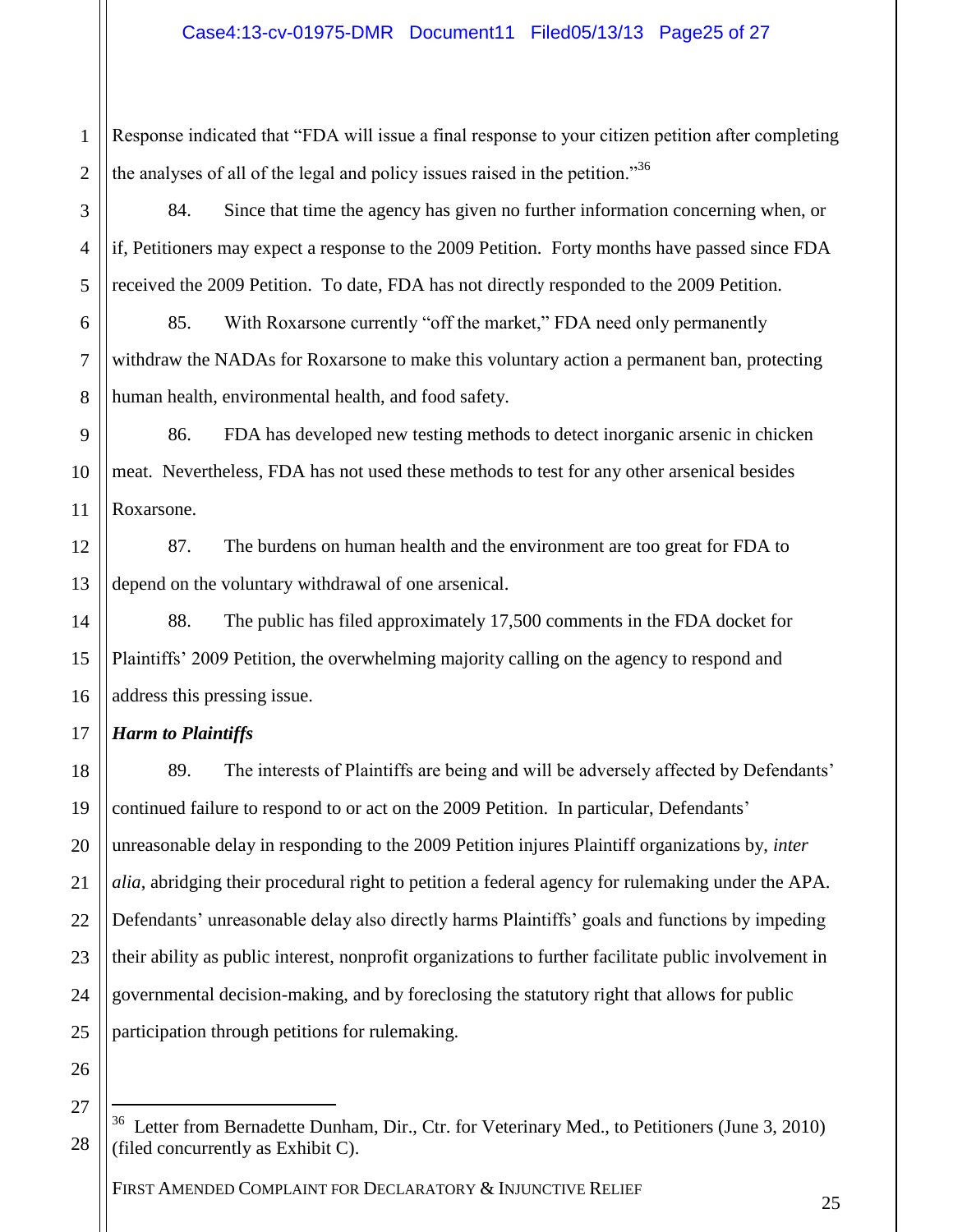Response indicated that "FDA will issue a final response to your citizen petition after completing the analyses of all of the legal and policy issues raised in the petition."[36]

84. Since that time the agency has given no further information concerning when, or if, Petitioners may expect a response to the 2009 Petition. Forty months have passed since FDA received the 2009 Petition. To date, FDA has not directly responded to the 2009 Petition.

85. With Roxarsone currently "off the market," FDA need only permanently withdraw the NADAs for Roxarsone to make this voluntary action a permanent ban, protecting human health, environmental health, and food safety.

86. FDA has developed new testing methods to detect inorganic arsenic in chicken meat. Nevertheless, FDA has not used these methods to test for any other arsenical besides Roxarsone.

87. The burdens on human health and the environment are too great for FDA to depend on the voluntary withdrawal of one arsenical.

88. The public has filed approximately 17,500 comments in the FDA docket for Plaintiffs' 2009 Petition, the overwhelming majority calling on the agency to respond and address this pressing issue.

***Harm to Plaintiffs***

89. The interests of Plaintiffs are being and will be adversely affected by Defendants' continued failure to respond to or act on the 2009 Petition. In particular, Defendants' unreasonable delay in responding to the 2009 Petition injures Plaintiff organizations by, *inter alia*, abridging their procedural right to petition a federal agency for rulemaking under the APA. Defendants' unreasonable delay also directly harms Plaintiffs' goals and functions by impeding their ability as public interest, nonprofit organizations to further facilitate public involvement in governmental decision-making, and by foreclosing the statutory right that allows for public participation through petitions for rulemaking.

---

[36] Letter from Bernadette Dunham, Dir., Ctr. for Veterinary Med., to Petitioners (June 3, 2010) (filed concurrently as Exhibit C).

FIRST AMENDED COMPLAINT FOR DECLARATORY & INJUNCTIVE RELIEF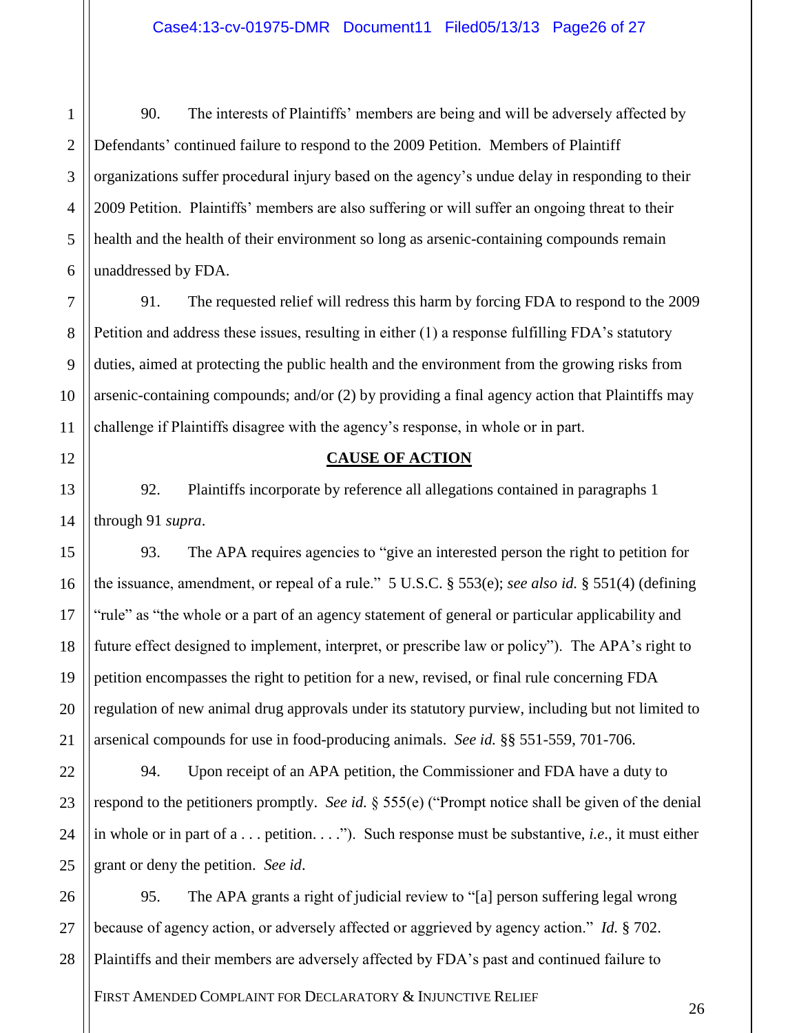90. The interests of Plaintiffs' members are being and will be adversely affected by Defendants' continued failure to respond to the 2009 Petition. Members of Plaintiff organizations suffer procedural injury based on the agency's undue delay in responding to their 2009 Petition. Plaintiffs' members are also suffering or will suffer an ongoing threat to their health and the health of their environment so long as arsenic-containing compounds remain unaddressed by FDA.

91. The requested relief will redress this harm by forcing FDA to respond to the 2009 Petition and address these issues, resulting in either (1) a response fulfilling FDA's statutory duties, aimed at protecting the public health and the environment from the growing risks from arsenic-containing compounds; and/or (2) by providing a final agency action that Plaintiffs may challenge if Plaintiffs disagree with the agency's response, in whole or in part.

**CAUSE OF ACTION**

92. Plaintiffs incorporate by reference all allegations contained in paragraphs 1 through 91 *supra*.

93. The APA requires agencies to "give an interested person the right to petition for the issuance, amendment, or repeal of a rule." 5 U.S.C. § 553(e); *see also id.* § 551(4) (defining "rule" as "the whole or a part of an agency statement of general or particular applicability and future effect designed to implement, interpret, or prescribe law or policy"). The APA's right to petition encompasses the right to petition for a new, revised, or final rule concerning FDA regulation of new animal drug approvals under its statutory purview, including but not limited to arsenical compounds for use in food-producing animals. *See id.* §§ 551-559, 701-706.

94. Upon receipt of an APA petition, the Commissioner and FDA have a duty to respond to the petitioners promptly. *See id.* § 555(e) ("Prompt notice shall be given of the denial in whole or in part of a . . . petition. . . ."). Such response must be substantive, *i.e.*, it must either grant or deny the petition. *See id*.

95. The APA grants a right of judicial review to "[a] person suffering legal wrong because of agency action, or adversely affected or aggrieved by agency action." *Id.* § 702. Plaintiffs and their members are adversely affected by FDA's past and continued failure to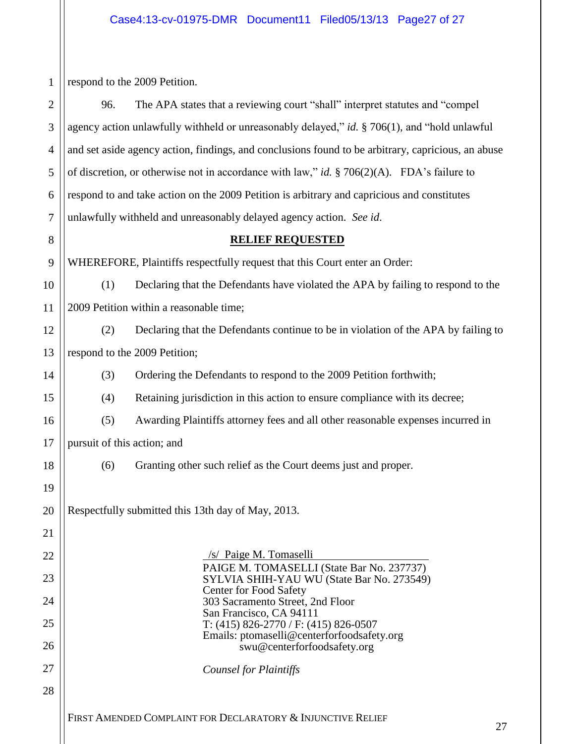respond to the 2009 Petition.

96. The APA states that a reviewing court "shall" interpret statutes and "compel agency action unlawfully withheld or unreasonably delayed," *id.* § 706(1), and "hold unlawful and set aside agency action, findings, and conclusions found to be arbitrary, capricious, an abuse of discretion, or otherwise not in accordance with law," *id.* § 706(2)(A). FDA's failure to respond to and take action on the 2009 Petition is arbitrary and capricious and constitutes unlawfully withheld and unreasonably delayed agency action. *See id.*

**RELIEF REQUESTED**

WHEREFORE, Plaintiffs respectfully request that this Court enter an Order:

(1) Declaring that the Defendants have violated the APA by failing to respond to the 2009 Petition within a reasonable time;

(2) Declaring that the Defendants continue to be in violation of the APA by failing to respond to the 2009 Petition;

(3) Ordering the Defendants to respond to the 2009 Petition forthwith;

(4) Retaining jurisdiction in this action to ensure compliance with its decree;

(5) Awarding Plaintiffs attorney fees and all other reasonable expenses incurred in pursuit of this action; and

(6) Granting other such relief as the Court deems just and proper.

Respectfully submitted this 13th day of May, 2013.

/s/ Paige M. Tomaselli
PAIGE M. TOMASELLI (State Bar No. 237737)
SYLVIA SHIH-YAU WU (State Bar No. 273549)
Center for Food Safety
303 Sacramento Street, 2nd Floor
San Francisco, CA 94111
T: (415) 826-2770 / F: (415) 826-0507
Emails: ptomaselli@centerforfoodsafety.org
swu@centerforfoodsafety.org

*Counsel for Plaintiffs*